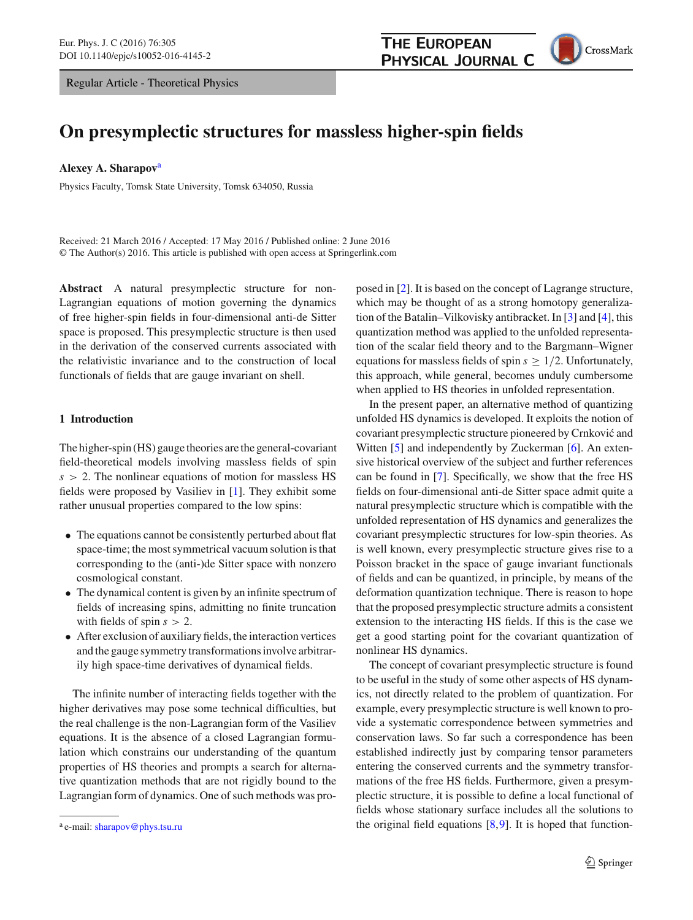Regular Article - Theoretical Physics

# On presymplectic structures for massless higher-spin fields

**Alexey A. Sharapov**[a]

Physics Faculty, Tomsk State University, Tomsk 634050, Russia

Received: 21 March 2016 / Accepted: 17 May 2016 / Published online: 2 June 2016
© The Author(s) 2016. This article is published with open access at Springerlink.com

**Abstract** A natural presymplectic structure for non-Lagrangian equations of motion governing the dynamics of free higher-spin fields in four-dimensional anti-de Sitter space is proposed. This presymplectic structure is then used in the derivation of the conserved currents associated with the relativistic invariance and to the construction of local functionals of fields that are gauge invariant on shell.

## 1 Introduction

The higher-spin (HS) gauge theories are the general-covariant field-theoretical models involving massless fields of spin $s > 2$. The nonlinear equations of motion for massless HS fields were proposed by Vasiliev in [1]. They exhibit some rather unusual properties compared to the low spins:

- The equations cannot be consistently perturbed about flat space-time; the most symmetrical vacuum solution is that corresponding to the (anti-)de Sitter space with nonzero cosmological constant.
- The dynamical content is given by an infinite spectrum of fields of increasing spins, admitting no finite truncation with fields of spin $s > 2$.
- After exclusion of auxiliary fields, the interaction vertices and the gauge symmetry transformations involve arbitrarily high space-time derivatives of dynamical fields.

The infinite number of interacting fields together with the higher derivatives may pose some technical difficulties, but the real challenge is the non-Lagrangian form of the Vasiliev equations. It is the absence of a closed Lagrangian formulation which constrains our understanding of the quantum properties of HS theories and prompts a search for alternative quantization methods that are not rigidly bound to the Lagrangian form of dynamics. One of such methods was proposed in [2]. It is based on the concept of Lagrange structure, which may be thought of as a strong homotopy generalization of the Batalin–Vilkovisky antibracket. In [3] and [4], this quantization method was applied to the unfolded representation of the scalar field theory and to the Bargmann–Wigner equations for massless fields of spin $s \geq 1/2$. Unfortunately, this approach, while general, becomes unduly cumbersome when applied to HS theories in unfolded representation.

In the present paper, an alternative method of quantizing unfolded HS dynamics is developed. It exploits the notion of covariant presymplectic structure pioneered by Crnković and Witten [5] and independently by Zuckerman [6]. An extensive historical overview of the subject and further references can be found in [7]. Specifically, we show that the free HS fields on four-dimensional anti-de Sitter space admit quite a natural presymplectic structure which is compatible with the unfolded representation of HS dynamics and generalizes the covariant presymplectic structures for low-spin theories. As is well known, every presymplectic structure gives rise to a Poisson bracket in the space of gauge invariant functionals of fields and can be quantized, in principle, by means of the deformation quantization technique. There is reason to hope that the proposed presymplectic structure admits a consistent extension to the interacting HS fields. If this is the case we get a good starting point for the covariant quantization of nonlinear HS dynamics.

The concept of covariant presymplectic structure is found to be useful in the study of some other aspects of HS dynamics, not directly related to the problem of quantization. For example, every presymplectic structure is well known to provide a systematic correspondence between symmetries and conservation laws. So far such a correspondence has been established indirectly just by comparing tensor parameters entering the conserved currents and the symmetry transformations of the free HS fields. Furthermore, given a presymplectic structure, it is possible to define a local functional of fields whose stationary surface includes all the solutions to the original field equations [8,9]. It is hoped that function-

[a] e-mail: sharapov@phys.tsu.ru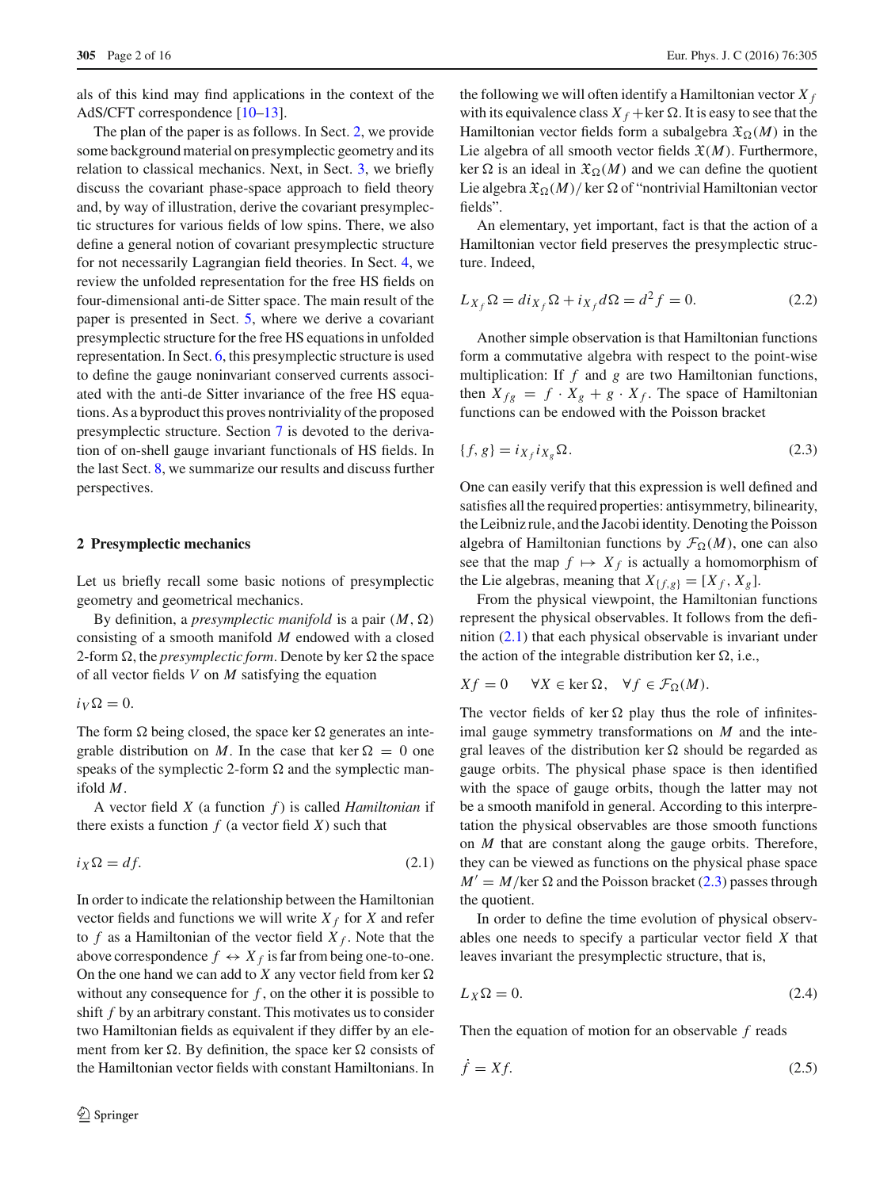als of this kind may find applications in the context of the AdS/CFT correspondence [10–13].

The plan of the paper is as follows. In Sect. 2, we provide some background material on presymplectic geometry and its relation to classical mechanics. Next, in Sect. 3, we briefly discuss the covariant phase-space approach to field theory and, by way of illustration, derive the covariant presymplectic structures for various fields of low spins. There, we also define a general notion of covariant presymplectic structure for not necessarily Lagrangian field theories. In Sect. 4, we review the unfolded representation for the free HS fields on four-dimensional anti-de Sitter space. The main result of the paper is presented in Sect. 5, where we derive a covariant presymplectic structure for the free HS equations in unfolded representation. In Sect. 6, this presymplectic structure is used to define the gauge noninvariant conserved currents associated with the anti-de Sitter invariance of the free HS equations. As a byproduct this proves nontriviality of the proposed presymplectic structure. Section 7 is devoted to the derivation of on-shell gauge invariant functionals of HS fields. In the last Sect. 8, we summarize our results and discuss further perspectives.

## 2 Presymplectic mechanics

Let us briefly recall some basic notions of presymplectic geometry and geometrical mechanics.

By definition, a *presymplectic manifold* is a pair $(M, \Omega)$ consisting of a smooth manifold $M$ endowed with a closed 2-form $\Omega$, the *presymplectic form*. Denote by $\ker \Omega$ the space of all vector fields $V$ on $M$ satisfying the equation

$$i_V \Omega = 0.$$

The form $\Omega$ being closed, the space $\ker \Omega$ generates an integrable distribution on $M$. In the case that $\ker \Omega = 0$ one speaks of the symplectic 2-form $\Omega$ and the symplectic manifold $M$.

A vector field $X$ (a function $f$) is called *Hamiltonian* if there exists a function $f$ (a vector field $X$) such that

$$i_X \Omega = df. \tag{2.1}$$

In order to indicate the relationship between the Hamiltonian vector fields and functions we will write $X_f$ for $X$ and refer to $f$ as a Hamiltonian of the vector field $X_f$. Note that the above correspondence $f \leftrightarrow X_f$ is far from being one-to-one. On the one hand we can add to $X$ any vector field from $\ker \Omega$ without any consequence for $f$, on the other it is possible to shift $f$ by an arbitrary constant. This motivates us to consider two Hamiltonian fields as equivalent if they differ by an element from $\ker \Omega$. By definition, the space $\ker \Omega$ consists of the Hamiltonian vector fields with constant Hamiltonians. In the following we will often identify a Hamiltonian vector $X_f$ with its equivalence class $X_f + \ker \Omega$. It is easy to see that the Hamiltonian vector fields form a subalgebra $\mathfrak{X}_\Omega(M)$ in the Lie algebra of all smooth vector fields $\mathfrak{X}(M)$. Furthermore, $\ker \Omega$ is an ideal in $\mathfrak{X}_\Omega(M)$ and we can define the quotient Lie algebra $\mathfrak{X}_\Omega(M)/\ker \Omega$ of "nontrivial Hamiltonian vector fields".

An elementary, yet important, fact is that the action of a Hamiltonian vector field preserves the presymplectic structure. Indeed,

$$L_{X_f} \Omega = d i_{X_f} \Omega + i_{X_f} d\Omega = d^2 f = 0. \tag{2.2}$$

Another simple observation is that Hamiltonian functions form a commutative algebra with respect to the point-wise multiplication: If $f$ and $g$ are two Hamiltonian functions, then $X_{fg} = f \cdot X_g + g \cdot X_f$. The space of Hamiltonian functions can be endowed with the Poisson bracket

$$\{f, g\} = i_{X_f} i_{X_g} \Omega. \tag{2.3}$$

One can easily verify that this expression is well defined and satisfies all the required properties: antisymmetry, bilinearity, the Leibniz rule, and the Jacobi identity. Denoting the Poisson algebra of Hamiltonian functions by $\mathcal{F}_\Omega(M)$, one can also see that the map $f \mapsto X_f$ is actually a homomorphism of the Lie algebras, meaning that $X_{\{f,g\}} = [X_f, X_g]$.

From the physical viewpoint, the Hamiltonian functions represent the physical observables. It follows from the definition (2.1) that each physical observable is invariant under the action of the integrable distribution $\ker \Omega$, i.e.,

$$Xf = 0 \qquad \forall X \in \ker \Omega, \quad \forall f \in \mathcal{F}_\Omega(M).$$

The vector fields of $\ker \Omega$ play thus the role of infinitesimal gauge symmetry transformations on $M$ and the integral leaves of the distribution $\ker \Omega$ should be regarded as gauge orbits. The physical phase space is then identified with the space of gauge orbits, though the latter may not be a smooth manifold in general. According to this interpretation the physical observables are those smooth functions on $M$ that are constant along the gauge orbits. Therefore, they can be viewed as functions on the physical phase space $M' = M/\ker \Omega$ and the Poisson bracket (2.3) passes through the quotient.

In order to define the time evolution of physical observables one needs to specify a particular vector field $X$ that leaves invariant the presymplectic structure, that is,

$$L_X \Omega = 0. \tag{2.4}$$

Then the equation of motion for an observable $f$ reads

$$\dot{f} = Xf. \tag{2.5}$$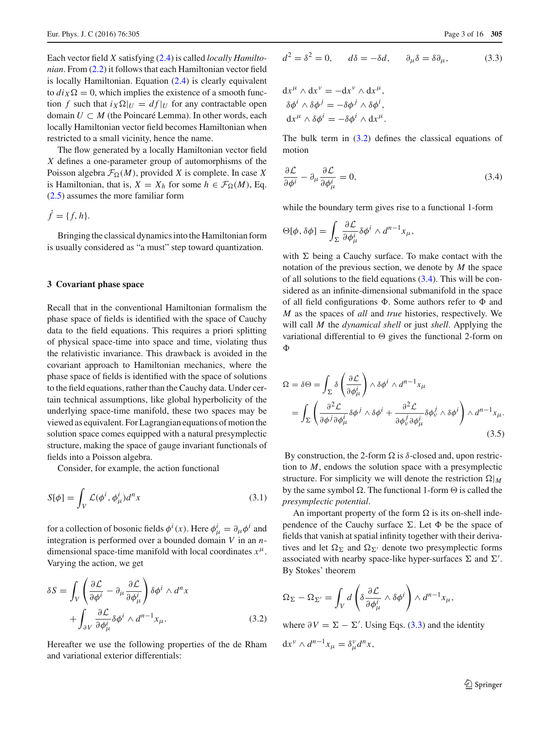Each vector field $X$ satisfying (2.4) is called *locally Hamiltonian*. From (2.2) it follows that each Hamiltonian vector field is locally Hamiltonian. Equation (2.4) is clearly equivalent to $di_X\Omega = 0$, which implies the existence of a smooth function $f$ such that $i_X\Omega|_U = df|_U$ for any contractable open domain $U \subset M$ (the Poincaré Lemma). In other words, each locally Hamiltonian vector field becomes Hamiltonian when restricted to a small vicinity, hence the name.

The flow generated by a locally Hamiltonian vector field $X$ defines a one-parameter group of automorphisms of the Poisson algebra $\mathcal{F}_\Omega(M)$, provided $X$ is complete. In case $X$ is Hamiltonian, that is, $X = X_h$ for some $h \in \mathcal{F}_\Omega(M)$, Eq. (2.5) assumes the more familiar form

$$\dot{f} = \{f, h\}.$$

Bringing the classical dynamics into the Hamiltonian form is usually considered as "a must" step toward quantization.

## 3 Covariant phase space

Recall that in the conventional Hamiltonian formalism the phase space of fields is identified with the space of Cauchy data to the field equations. This requires a priori splitting of physical space-time into space and time, violating thus the relativistic invariance. This drawback is avoided in the covariant approach to Hamiltonian mechanics, where the phase space of fields is identified with the space of solutions to the field equations, rather than the Cauchy data. Under certain technical assumptions, like global hyperbolicity of the underlying space-time manifold, these two spaces may be viewed as equivalent. For Lagrangian equations of motion the solution space comes equipped with a natural presymplectic structure, making the space of gauge invariant functionals of fields into a Poisson algebra.

Consider, for example, the action functional

$$S[\phi] = \int_V \mathcal{L}(\phi^i, \phi^i_\mu) d^n x \tag{3.1}$$

for a collection of bosonic fields $\phi^i(x)$. Here $\phi^i_\mu = \partial_\mu \phi^i$ and integration is performed over a bounded domain $V$ in an $n$-dimensional space-time manifold with local coordinates $x^\mu$. Varying the action, we get

$$\delta S = \int_V \left( \frac{\partial \mathcal{L}}{\partial \phi^i} - \partial_\mu \frac{\partial \mathcal{L}}{\partial \phi^i_\mu} \right) \delta\phi^i \wedge d^n x + \int_{\partial V} \frac{\partial \mathcal{L}}{\partial \phi^i_\mu} \delta \phi^i \wedge d^{n-1} x_\mu. \tag{3.2}$$

Hereafter we use the following properties of the de Rham and variational exterior differentials:

$$d^2 = \delta^2 = 0, \qquad d\delta = -\delta d, \qquad \partial_\mu \delta = \delta \partial_\mu, \tag{3.3}$$

$$\mathrm{d}x^\mu \wedge \mathrm{d}x^\nu = -\mathrm{d}x^\nu \wedge \mathrm{d}x^\mu,$$
$$\delta\phi^i \wedge \delta\phi^j = -\delta\phi^j \wedge \delta\phi^i,$$
$$\mathrm{d}x^\mu \wedge \delta\phi^i = -\delta\phi^i \wedge \mathrm{d}x^\mu.$$

The bulk term in (3.2) defines the classical equations of motion

$$\frac{\partial \mathcal{L}}{\partial \phi^i} - \partial_\mu \frac{\partial \mathcal{L}}{\partial \phi^i_\mu} = 0, \tag{3.4}$$

while the boundary term gives rise to a functional 1-form

$$\Theta[\phi, \delta\phi] = \int_\Sigma \frac{\partial \mathcal{L}}{\partial \phi^i_\mu} \delta\phi^i \wedge d^{n-1} x_\mu,$$

with $\Sigma$ being a Cauchy surface. To make contact with the notation of the previous section, we denote by $M$ the space of all solutions to the field equations (3.4). This will be considered as an infinite-dimensional submanifold in the space of all field configurations $\Phi$. Some authors refer to $\Phi$ and $M$ as the spaces of *all* and *true* histories, respectively. We will call $M$ the *dynamical shell* or just *shell*. Applying the variational differential to $\Theta$ gives the functional 2-form on $\Phi$

$$\begin{aligned}\Omega = \delta\Theta &= \int_\Sigma \delta\left(\frac{\partial \mathcal{L}}{\partial \phi^i_\mu}\right) \wedge \delta\phi^i \wedge d^{n-1} x_\mu \\ &= \int_\Sigma \left( \frac{\partial^2 \mathcal{L}}{\partial \phi^j \partial \phi^i_\mu} \delta\phi^j \wedge \delta\phi^i + \frac{\partial^2 \mathcal{L}}{\partial \phi^j_\nu \partial \phi^i_\mu} \delta\phi^j_\nu \wedge \delta\phi^i \right) \wedge d^{n-1} x_\mu.\end{aligned} \tag{3.5}$$

By construction, the 2-form $\Omega$ is $\delta$-closed and, upon restriction to $M$, endows the solution space with a presymplectic structure. For simplicity we will denote the restriction $\Omega|_M$ by the same symbol $\Omega$. The functional 1-form $\Theta$ is called the *presymplectic potential*.

An important property of the form $\Omega$ is its on-shell independence of the Cauchy surface $\Sigma$. Let $\Phi$ be the space of fields that vanish at spatial infinity together with their derivatives and let $\Omega_\Sigma$ and $\Omega_{\Sigma'}$ denote two presymplectic forms associated with nearby space-like hyper-surfaces $\Sigma$ and $\Sigma'$. By Stokes' theorem

$$\Omega_\Sigma - \Omega_{\Sigma'} = \int_V d\left(\delta \frac{\partial \mathcal{L}}{\partial \phi^i_\mu} \wedge \delta\phi^i\right) \wedge d^{n-1} x_\mu,$$

where $\partial V = \Sigma - \Sigma'$. Using Eqs. (3.3) and the identity

$$\mathrm{d}x^\nu \wedge d^{n-1} x_\mu = \delta^\nu_\mu d^n x,$$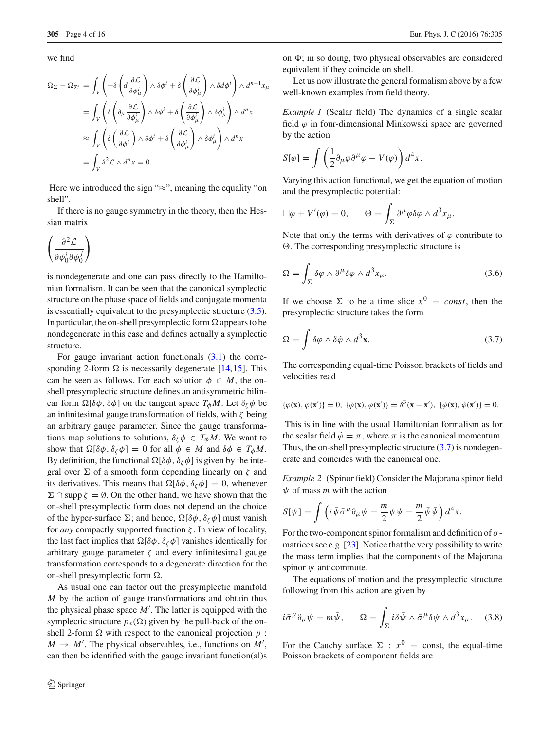we find

$$
\begin{aligned}
\Omega_\Sigma - \Omega_{\Sigma'} &= \int_V \left( -\delta\left( d\frac{\partial \mathcal{L}}{\partial \phi^i_\mu} \right) \wedge \delta\phi^i + \delta\left( \frac{\partial \mathcal{L}}{\partial \phi^i_\mu} \right) \wedge \delta d\phi^i \right) \wedge d^{n-1}x_\mu \\
&= \int_V \left( \delta\left( \partial_\mu \frac{\partial \mathcal{L}}{\partial \phi^i_\mu} \right) \wedge \delta\phi^i + \delta\left( \frac{\partial \mathcal{L}}{\partial \phi^i_\mu} \right) \wedge \delta\phi^i_\mu \right) \wedge d^n x \\
&\approx \int_V \left( \delta\left( \frac{\partial \mathcal{L}}{\partial \phi^i} \right) \wedge \delta\phi^i + \delta\left( \frac{\partial \mathcal{L}}{\partial \phi^i_\mu} \right) \wedge \delta\phi^i_\mu \right) \wedge d^n x \\
&= \int_V \delta^2 \mathcal{L} \wedge d^n x = 0.
\end{aligned}
$$

Here we introduced the sign "$\approx$", meaning the equality "on shell".

If there is no gauge symmetry in the theory, then the Hessian matrix

$$
\left( \frac{\partial^2 \mathcal{L}}{\partial \phi^i_0 \partial \phi^j_0} \right)
$$

is nondegenerate and one can pass directly to the Hamiltonian formalism. It can be seen that the canonical symplectic structure on the phase space of fields and conjugate momenta is essentially equivalent to the presymplectic structure (3.5). In particular, the on-shell presymplectic form $\Omega$ appears to be nondegenerate in this case and defines actually a symplectic structure.

For gauge invariant action functionals (3.1) the corresponding 2-form $\Omega$ is necessarily degenerate [14,15]. This can be seen as follows. For each solution $\phi \in M$, the on-shell presymplectic structure defines an antisymmetric bilinear form $\Omega[\delta\phi, \delta\phi]$ on the tangent space $T_\phi M$. Let $\delta_\zeta \phi$ be an infinitesimal gauge transformation of fields, with $\zeta$ being an arbitrary gauge parameter. Since the gauge transformations map solutions to solutions, $\delta_\zeta \phi \in T_\phi M$. We want to show that $\Omega[\delta\phi, \delta_\zeta\phi] = 0$ for all $\phi \in M$ and $\delta\phi \in T_\phi M$. By definition, the functional $\Omega[\delta\phi, \delta_\zeta\phi]$ is given by the integral over $\Sigma$ of a smooth form depending linearly on $\zeta$ and its derivatives. This means that $\Omega[\delta\phi, \delta_\zeta\phi] = 0$, whenever $\Sigma \cap \operatorname{supp}\zeta = \emptyset$. On the other hand, we have shown that the on-shell presymplectic form does not depend on the choice of the hyper-surface $\Sigma$; and hence, $\Omega[\delta\phi, \delta_\zeta\phi]$ must vanish for *any* compactly supported function $\zeta$. In view of locality, the last fact implies that $\Omega[\delta\phi, \delta_\zeta\phi]$ vanishes identically for arbitrary gauge parameter $\zeta$ and every infinitesimal gauge transformation corresponds to a degenerate direction for the on-shell presymplectic form $\Omega$.

As usual one can factor out the presymplectic manifold $M$ by the action of gauge transformations and obtain thus the physical phase space $M'$. The latter is equipped with the symplectic structure $p_*(\Omega)$ given by the pull-back of the on-shell 2-form $\Omega$ with respect to the canonical projection $p: M \to M'$. The physical observables, i.e., functions on $M'$, can then be identified with the gauge invariant function(al)s on $\Phi$; in so doing, two physical observables are considered equivalent if they coincide on shell.

Let us now illustrate the general formalism above by a few well-known examples from field theory.

*Example 1* (Scalar field) The dynamics of a single scalar field $\varphi$ in four-dimensional Minkowski space are governed by the action

$$
S[\varphi] = \int \left( \frac{1}{2}\partial_\mu\varphi\partial^\mu\varphi - V(\varphi) \right) d^4x.
$$

Varying this action functional, we get the equation of motion and the presymplectic potential:

$$
\Box\varphi + V'(\varphi) = 0, \qquad \Theta = \int_\Sigma \partial^\mu\varphi\delta\varphi \wedge d^3x_\mu.
$$

Note that only the terms with derivatives of $\varphi$ contribute to $\Theta$. The corresponding presymplectic structure is

$$
\Omega = \int_\Sigma \delta\varphi \wedge \partial^\mu\delta\varphi \wedge d^3x_\mu. \tag{3.6}
$$

If we choose $\Sigma$ to be a time slice $x^0 = const$, then the presymplectic structure takes the form

$$
\Omega = \int \delta\varphi \wedge \delta\dot{\varphi} \wedge d^3\mathbf{x}. \tag{3.7}
$$

The corresponding equal-time Poisson brackets of fields and velocities read

$$
\{\varphi(\mathbf{x}), \varphi(\mathbf{x}')\} = 0, \ \{\dot{\varphi}(\mathbf{x}), \varphi(\mathbf{x}')\} = \delta^3(\mathbf{x} - \mathbf{x}'), \ \{\dot{\varphi}(\mathbf{x}), \dot{\varphi}(\mathbf{x}')\} = 0.
$$

This is in line with the usual Hamiltonian formalism as for the scalar field $\dot{\varphi} = \pi$, where $\pi$ is the canonical momentum. Thus, the on-shell presymplectic structure (3.7) is nondegenerate and coincides with the canonical one.

*Example 2* (Spinor field) Consider the Majorana spinor field $\psi$ of mass $m$ with the action

$$
S[\psi] = \int \left( i\bar{\psi}\bar{\sigma}^\mu\partial_\mu\psi - \frac{m}{2}\psi\psi - \frac{m}{2}\bar{\psi}\bar{\psi} \right) d^4x.
$$

For the two-component spinor formalism and definition of $\sigma$-matrices see e.g. [23]. Notice that the very possibility to write the mass term implies that the components of the Majorana spinor $\psi$ anticommute.

The equations of motion and the presymplectic structure following from this action are given by

$$
i\bar{\sigma}^\mu\partial_\mu\psi = m\bar{\psi}, \qquad \Omega = \int_\Sigma i\delta\bar{\psi} \wedge \bar{\sigma}^\mu\delta\psi \wedge d^3x_\mu. \tag{3.8}
$$

For the Cauchy surface $\Sigma: x^0 = \text{const}$, the equal-time Poisson brackets of component fields are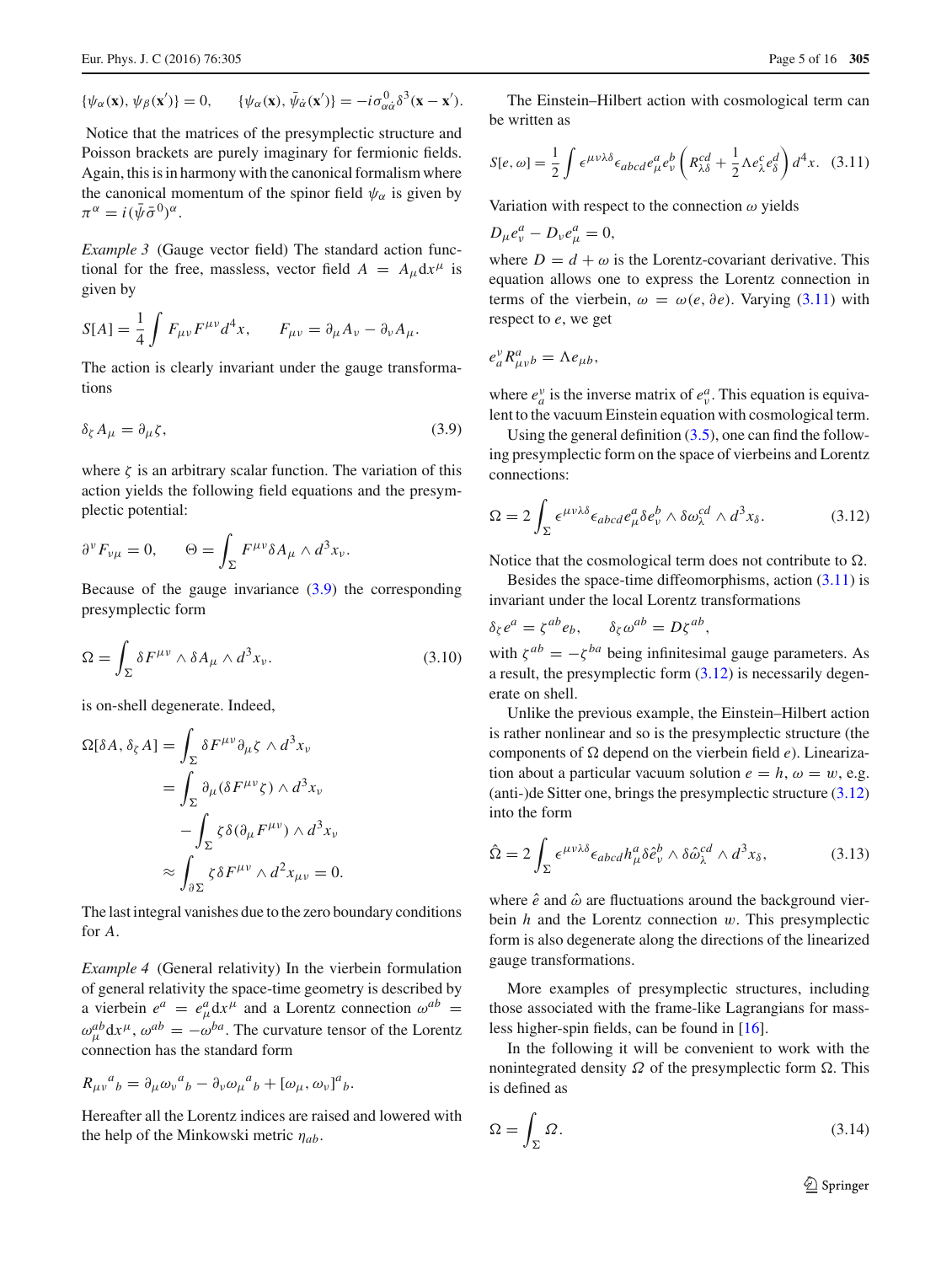$$\{\psi_\alpha(\mathbf{x}), \psi_\beta(\mathbf{x}')\} = 0, \qquad \{\psi_\alpha(\mathbf{x}), \bar{\psi}_{\dot{\alpha}}(\mathbf{x}')\} = -i\sigma^0_{\alpha\dot{\alpha}}\delta^3(\mathbf{x} - \mathbf{x}').$$

Notice that the matrices of the presymplectic structure and Poisson brackets are purely imaginary for fermionic fields. Again, this is in harmony with the canonical formalism where the canonical momentum of the spinor field $\psi_\alpha$ is given by $\pi^\alpha = i(\bar{\psi}\bar{\sigma}^0)^\alpha$.

*Example 3* (Gauge vector field) The standard action functional for the free, massless, vector field $A = A_\mu dx^\mu$ is given by

$$S[A] = \frac{1}{4}\int F_{\mu\nu}F^{\mu\nu}d^4x, \qquad F_{\mu\nu} = \partial_\mu A_\nu - \partial_\nu A_\mu.$$

The action is clearly invariant under the gauge transformations

$$\delta_\zeta A_\mu = \partial_\mu \zeta, \tag{3.9}$$

where $\zeta$ is an arbitrary scalar function. The variation of this action yields the following field equations and the presymplectic potential:

$$\partial^\nu F_{\nu\mu} = 0, \qquad \Theta = \int_\Sigma F^{\mu\nu}\delta A_\mu \wedge d^3x_\nu.$$

Because of the gauge invariance (3.9) the corresponding presymplectic form

$$\Omega = \int_\Sigma \delta F^{\mu\nu} \wedge \delta A_\mu \wedge d^3x_\nu. \tag{3.10}$$

is on-shell degenerate. Indeed,

$$\begin{aligned}
\Omega[\delta A, \delta_\zeta A] &= \int_\Sigma \delta F^{\mu\nu}\partial_\mu\zeta \wedge d^3x_\nu \\
&= \int_\Sigma \partial_\mu(\delta F^{\mu\nu}\zeta) \wedge d^3x_\nu \\
&\quad - \int_\Sigma \zeta\delta(\partial_\mu F^{\mu\nu}) \wedge d^3x_\nu \\
&\approx \int_{\partial\Sigma} \zeta\delta F^{\mu\nu} \wedge d^2x_{\mu\nu} = 0.
\end{aligned}$$

The last integral vanishes due to the zero boundary conditions for $A$.

*Example 4* (General relativity) In the vierbein formulation of general relativity the space-time geometry is described by a vierbein $e^a = e^a_\mu dx^\mu$ and a Lorentz connection $\omega^{ab} = \omega^{ab}_\mu dx^\mu$, $\omega^{ab} = -\omega^{ba}$. The curvature tensor of the Lorentz connection has the standard form

$$R_{\mu\nu}{}^a{}_b = \partial_\mu\omega_\nu{}^a{}_b - \partial_\nu\omega_\mu{}^a{}_b + [\omega_\mu, \omega_\nu]^a{}_b.$$

Hereafter all the Lorentz indices are raised and lowered with the help of the Minkowski metric $\eta_{ab}$.

The Einstein–Hilbert action with cosmological term can be written as

$$S[e,\omega] = \frac{1}{2}\int \epsilon^{\mu\nu\lambda\delta}\epsilon_{abcd}e^a_\mu e^b_\nu\left(R^{cd}_{\lambda\delta} + \frac{1}{2}\Lambda e^c_\lambda e^d_\delta\right)d^4x. \tag{3.11}$$

Variation with respect to the connection $\omega$ yields

$$D_\mu e^a_\nu - D_\nu e^a_\mu = 0,$$

where $D = d + \omega$ is the Lorentz-covariant derivative. This equation allows one to express the Lorentz connection in terms of the vierbein, $\omega = \omega(e, \partial e)$. Varying (3.11) with respect to $e$, we get

$$e^\nu_a R^a_{\mu\nu b} = \Lambda e_{\mu b},$$

where $e^\nu_a$ is the inverse matrix of $e^a_\nu$. This equation is equivalent to the vacuum Einstein equation with cosmological term.

Using the general definition (3.5), one can find the following presymplectic form on the space of vierbeins and Lorentz connections:

$$\Omega = 2\int_\Sigma \epsilon^{\mu\nu\lambda\delta}\epsilon_{abcd}e^a_\mu\delta e^b_\nu \wedge \delta\omega^{cd}_\lambda \wedge d^3x_\delta. \tag{3.12}$$

Notice that the cosmological term does not contribute to $\Omega$.

Besides the space-time diffeomorphisms, action (3.11) is invariant under the local Lorentz transformations

$$\delta_\zeta e^a = \zeta^{ab}e_b, \qquad \delta_\zeta\omega^{ab} = D\zeta^{ab},$$

with $\zeta^{ab} = -\zeta^{ba}$ being infinitesimal gauge parameters. As a result, the presymplectic form (3.12) is necessarily degenerate on shell.

Unlike the previous example, the Einstein–Hilbert action is rather nonlinear and so is the presymplectic structure (the components of $\Omega$ depend on the vierbein field $e$). Linearization about a particular vacuum solution $e = h$, $\omega = w$, e.g. (anti-)de Sitter one, brings the presymplectic structure (3.12) into the form

$$\hat{\Omega} = 2\int_\Sigma \epsilon^{\mu\nu\lambda\delta}\epsilon_{abcd}h^a_\mu\delta\hat{e}^b_\nu \wedge \delta\hat{\omega}^{cd}_\lambda \wedge d^3x_\delta, \tag{3.13}$$

where $\hat{e}$ and $\hat{\omega}$ are fluctuations around the background vierbein $h$ and the Lorentz connection $w$. This presymplectic form is also degenerate along the directions of the linearized gauge transformations.

More examples of presymplectic structures, including those associated with the frame-like Lagrangians for massless higher-spin fields, can be found in [16].

In the following it will be convenient to work with the nonintegrated density $\mathit{\Omega}$ of the presymplectic form $\Omega$. This is defined as

$$\Omega = \int_\Sigma \mathit{\Omega}. \tag{3.14}$$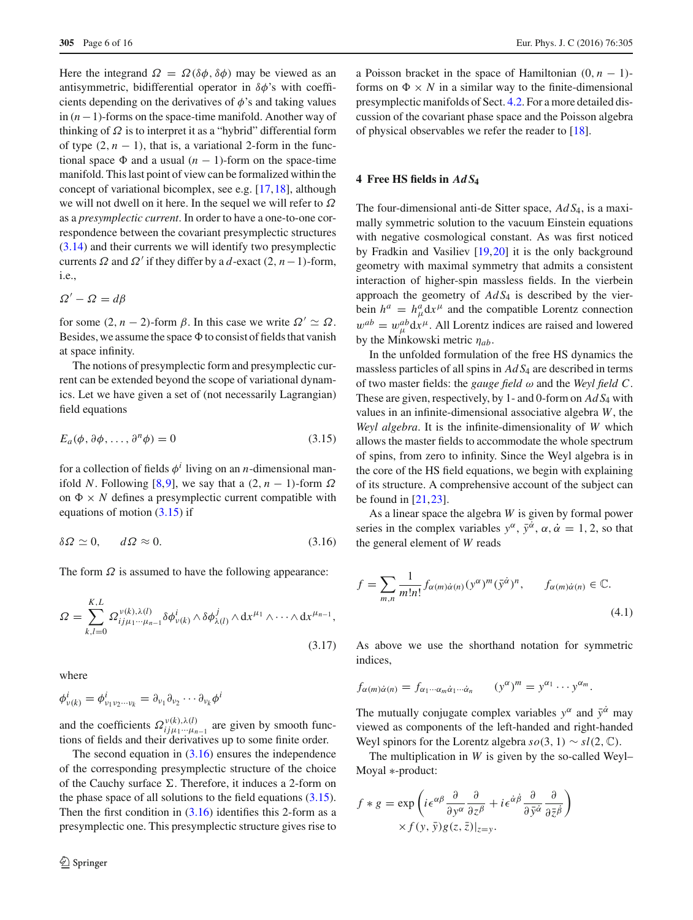Here the integrand $\Omega = \Omega(\delta\phi, \delta\phi)$ may be viewed as an antisymmetric, bidifferential operator in $\delta\phi$'s with coefficients depending on the derivatives of $\phi$'s and taking values in $(n-1)$-forms on the space-time manifold. Another way of thinking of $\Omega$ is to interpret it as a "hybrid" differential form of type $(2, n-1)$, that is, a variational 2-form in the functional space $\Phi$ and a usual $(n-1)$-form on the space-time manifold. This last point of view can be formalized within the concept of variational bicomplex, see e.g. [17,18], although we will not dwell on it here. In the sequel we will refer to $\Omega$ as a *presymplectic current*. In order to have a one-to-one correspondence between the covariant presymplectic structures (3.14) and their currents we will identify two presymplectic currents $\Omega$ and $\Omega'$ if they differ by a $d$-exact $(2, n-1)$-form, i.e.,

$$\Omega' - \Omega = d\beta$$

for some $(2, n-2)$-form $\beta$. In this case we write $\Omega' \simeq \Omega$. Besides, we assume the space $\Phi$ to consist of fields that vanish at space infinity.

The notions of presymplectic form and presymplectic current can be extended beyond the scope of variational dynamics. Let we have given a set of (not necessarily Lagrangian) field equations

$$E_a(\phi, \partial\phi, \ldots, \partial^n\phi) = 0 \tag{3.15}$$

for a collection of fields $\phi^i$ living on an $n$-dimensional manifold $N$. Following [8,9], we say that a $(2, n-1)$-form $\Omega$ on $\Phi \times N$ defines a presymplectic current compatible with equations of motion (3.15) if

$$\delta\Omega \simeq 0, \qquad d\Omega \approx 0. \tag{3.16}$$

The form $\Omega$ is assumed to have the following appearance:

$$\Omega = \sum_{k,l=0}^{K,L} \Omega^{\nu(k),\lambda(l)}_{ij\mu_1\cdots\mu_{n-1}} \delta\phi^i_{\nu(k)} \wedge \delta\phi^j_{\lambda(l)} \wedge dx^{\mu_1} \wedge \cdots \wedge dx^{\mu_{n-1}}, \tag{3.17}$$

where

$$\phi^i_{\nu(k)} = \phi^i_{\nu_1\nu_2\cdots\nu_k} = \partial_{\nu_1}\partial_{\nu_2}\cdots\partial_{\nu_k}\phi^i$$

and the coefficients $\Omega^{\nu(k),\lambda(l)}_{ij\mu_1\cdots\mu_{n-1}}$ are given by smooth functions of fields and their derivatives up to some finite order.

The second equation in (3.16) ensures the independence of the corresponding presymplectic structure of the choice of the Cauchy surface $\Sigma$. Therefore, it induces a 2-form on the phase space of all solutions to the field equations (3.15). Then the first condition in (3.16) identifies this 2-form as a presymplectic one. This presymplectic structure gives rise to a Poisson bracket in the space of Hamiltonian $(0, n-1)$-forms on $\Phi \times N$ in a similar way to the finite-dimensional presymplectic manifolds of Sect. 4.2. For a more detailed discussion of the covariant phase space and the Poisson algebra of physical observables we refer the reader to [18].

## 4 Free HS fields in $AdS_4$

The four-dimensional anti-de Sitter space, $AdS_4$, is a maximally symmetric solution to the vacuum Einstein equations with negative cosmological constant. As was first noticed by Fradkin and Vasiliev [19,20] it is the only background geometry with maximal symmetry that admits a consistent interaction of higher-spin massless fields. In the vierbein approach the geometry of $AdS_4$ is described by the vierbein $h^a = h^a_\mu dx^\mu$ and the compatible Lorentz connection $w^{ab} = w^{ab}_\mu dx^\mu$. All Lorentz indices are raised and lowered by the Minkowski metric $\eta_{ab}$.

In the unfolded formulation of the free HS dynamics the massless particles of all spins in $AdS_4$ are described in terms of two master fields: the *gauge field* $\omega$ and the *Weyl field* $C$. These are given, respectively, by 1- and 0-form on $AdS_4$ with values in an infinite-dimensional associative algebra $W$, the *Weyl algebra*. It is the infinite-dimensionality of $W$ which allows the master fields to accommodate the whole spectrum of spins, from zero to infinity. Since the Weyl algebra is in the core of the HS field equations, we begin with explaining of its structure. A comprehensive account of the subject can be found in [21,23].

As a linear space the algebra $W$ is given by formal power series in the complex variables $y^\alpha$, $\bar{y}^{\dot\alpha}$, $\alpha, \dot\alpha = 1, 2$, so that the general element of $W$ reads

$$f = \sum_{m,n} \frac{1}{m!n!} f_{\alpha(m)\dot\alpha(n)} (y^\alpha)^m (\bar{y}^{\dot\alpha})^n, \qquad f_{\alpha(m)\dot\alpha(n)} \in \mathbb{C}. \tag{4.1}$$

As above we use the shorthand notation for symmetric indices,

$$f_{\alpha(m)\dot\alpha(n)} = f_{\alpha_1\cdots\alpha_m\dot\alpha_1\cdots\dot\alpha_n} \qquad (y^\alpha)^m = y^{\alpha_1}\cdots y^{\alpha_m}.$$

The mutually conjugate complex variables $y^\alpha$ and $\bar{y}^{\dot\alpha}$ may viewed as components of the left-handed and right-handed Weyl spinors for the Lorentz algebra $so(3,1) \sim sl(2,\mathbb{C})$.

The multiplication in $W$ is given by the so-called Weyl–Moyal $*$-product:

$$f * g = \exp\left( i\epsilon^{\alpha\beta} \frac{\partial}{\partial y^\alpha} \frac{\partial}{\partial z^\beta} + i\epsilon^{\dot\alpha\dot\beta} \frac{\partial}{\partial \bar{y}^{\dot\alpha}} \frac{\partial}{\partial \bar{z}^{\dot\beta}} \right) \times f(y, \bar{y}) g(z, \bar{z})|_{z=y}.$$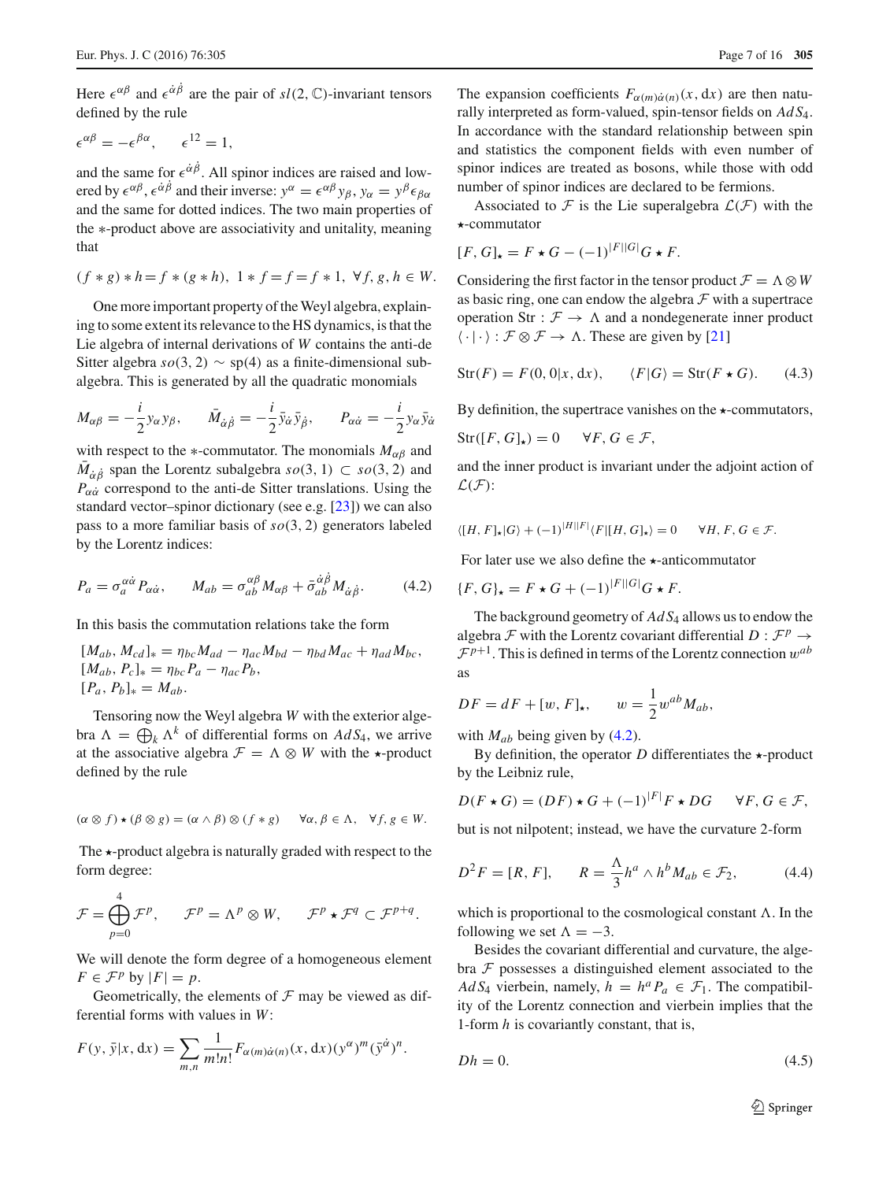Here $\epsilon^{\alpha\beta}$ and $\epsilon^{\dot\alpha\dot\beta}$ are the pair of $sl(2,\mathbb{C})$-invariant tensors defined by the rule

$$\epsilon^{\alpha\beta} = -\epsilon^{\beta\alpha}, \qquad \epsilon^{12} = 1,$$

and the same for $\epsilon^{\dot\alpha\dot\beta}$. All spinor indices are raised and lowered by $\epsilon^{\alpha\beta}$, $\epsilon^{\dot\alpha\dot\beta}$ and their inverse: $y^\alpha = \epsilon^{\alpha\beta}y_\beta$, $y_\alpha = y^\beta\epsilon_{\beta\alpha}$ and the same for dotted indices. The two main properties of the $*$-product above are associativity and unitality, meaning that

$$(f*g)*h = f*(g*h), \; 1*f = f = f*1, \; \forall f,g,h \in W.$$

One more important property of the Weyl algebra, explaining to some extent its relevance to the HS dynamics, is that the Lie algebra of internal derivations of $W$ contains the anti-de Sitter algebra $so(3,2) \sim sp(4)$ as a finite-dimensional subalgebra. This is generated by all the quadratic monomials

$$M_{\alpha\beta} = -\frac{i}{2}y_\alpha y_\beta, \qquad \bar M_{\dot\alpha\dot\beta} = -\frac{i}{2}\bar y_{\dot\alpha}\bar y_{\dot\beta}, \qquad P_{\alpha\dot\alpha} = -\frac{i}{2}y_\alpha \bar y_{\dot\alpha}$$

with respect to the $*$-commutator. The monomials $M_{\alpha\beta}$ and $\bar M_{\dot\alpha\dot\beta}$ span the Lorentz subalgebra $so(3,1) \subset so(3,2)$ and $P_{\alpha\dot\alpha}$ correspond to the anti-de Sitter translations. Using the standard vector–spinor dictionary (see e.g. [23]) we can also pass to a more familiar basis of $so(3,2)$ generators labeled by the Lorentz indices:

$$P_a = \sigma_a^{\alpha\dot\alpha}P_{\alpha\dot\alpha}, \qquad M_{ab} = \sigma_{ab}^{\alpha\beta}M_{\alpha\beta} + \bar\sigma_{ab}^{\dot\alpha\dot\beta}M_{\dot\alpha\dot\beta}. \tag{4.2}$$

In this basis the commutation relations take the form

$$\begin{aligned}
&[M_{ab}, M_{cd}]_* = \eta_{bc}M_{ad} - \eta_{ac}M_{bd} - \eta_{bd}M_{ac} + \eta_{ad}M_{bc},\\
&[M_{ab}, P_c]_* = \eta_{bc}P_a - \eta_{ac}P_b,\\
&[P_a, P_b]_* = M_{ab}.
\end{aligned}$$

Tensoring now the Weyl algebra $W$ with the exterior algebra $\Lambda = \bigoplus_k \Lambda^k$ of differential forms on $AdS_4$, we arrive at the associative algebra $\mathcal{F} = \Lambda \otimes W$ with the $\star$-product defined by the rule

$$(\alpha\otimes f)\star(\beta\otimes g) = (\alpha\wedge\beta)\otimes(f*g) \qquad \forall \alpha,\beta\in\Lambda, \quad \forall f,g\in W.$$

The $\star$-product algebra is naturally graded with respect to the form degree:

$$\mathcal{F} = \bigoplus_{p=0}^{4}\mathcal{F}^p, \qquad \mathcal{F}^p = \Lambda^p\otimes W, \qquad \mathcal{F}^p\star\mathcal{F}^q \subset \mathcal{F}^{p+q}.$$

We will denote the form degree of a homogeneous element $F\in\mathcal{F}^p$ by $|F| = p$.

Geometrically, the elements of $\mathcal{F}$ may be viewed as differential forms with values in $W$:

$$F(y,\bar y|x,\mathrm{d}x) = \sum_{m,n}\frac{1}{m!n!}F_{\alpha(m)\dot\alpha(n)}(x,\mathrm{d}x)(y^\alpha)^m(\bar y^{\dot\alpha})^n.$$

The expansion coefficients $F_{\alpha(m)\dot\alpha(n)}(x,\mathrm{d}x)$ are then naturally interpreted as form-valued, spin-tensor fields on $AdS_4$. In accordance with the standard relationship between spin and statistics the component fields with even number of spinor indices are treated as bosons, while those with odd number of spinor indices are declared to be fermions.

Associated to $\mathcal{F}$ is the Lie superalgebra $\mathcal{L}(\mathcal{F})$ with the $\star$-commutator

$$[F,G]_\star = F\star G - (-1)^{|F||G|}G\star F.$$

Considering the first factor in the tensor product $\mathcal{F} = \Lambda\otimes W$ as basic ring, one can endow the algebra $\mathcal{F}$ with a supertrace operation $\mathrm{Str}: \mathcal{F}\to\Lambda$ and a nondegenerate inner product $\langle\cdot|\cdot\rangle: \mathcal{F}\otimes\mathcal{F}\to\Lambda$. These are given by [21]

$$\mathrm{Str}(F) = F(0,0|x,\mathrm{d}x), \qquad \langle F|G\rangle = \mathrm{Str}(F\star G). \tag{4.3}$$

By definition, the supertrace vanishes on the $\star$-commutators,

$$\mathrm{Str}([F,G]_\star) = 0 \qquad \forall F,G\in\mathcal{F},$$

and the inner product is invariant under the adjoint action of $\mathcal{L}(\mathcal{F})$:

$$\langle [H,F]_\star|G\rangle + (-1)^{|H||F|}\langle F|[H,G]_\star\rangle = 0 \qquad \forall H,F,G\in\mathcal{F}.$$

For later use we also define the $\star$-anticommutator

$$\{F,G\}_\star = F\star G + (-1)^{|F||G|}G\star F.$$

The background geometry of $AdS_4$ allows us to endow the algebra $\mathcal{F}$ with the Lorentz covariant differential $D: \mathcal{F}^p\to\mathcal{F}^{p+1}$. This is defined in terms of the Lorentz connection $w^{ab}$ as

$$DF = dF + [w,F]_\star, \qquad w = \frac{1}{2}w^{ab}M_{ab},$$

with $M_{ab}$ being given by (4.2).

By definition, the operator $D$ differentiates the $\star$-product by the Leibniz rule,

$$D(F\star G) = (DF)\star G + (-1)^{|F|}F\star DG \qquad \forall F,G\in\mathcal{F},$$

but is not nilpotent; instead, we have the curvature 2-form

$$D^2F = [R,F], \qquad R = \frac{\Lambda}{3}h^a\wedge h^b M_{ab}\in\mathcal{F}_2, \tag{4.4}$$

which is proportional to the cosmological constant $\Lambda$. In the following we set $\Lambda = -3$.

Besides the covariant differential and curvature, the algebra $\mathcal{F}$ possesses a distinguished element associated to the $AdS_4$ vierbein, namely, $h = h^aP_a\in\mathcal{F}_1$. The compatibility of the Lorentz connection and vierbein implies that the 1-form $h$ is covariantly constant, that is,

$$Dh = 0. \tag{4.5}$$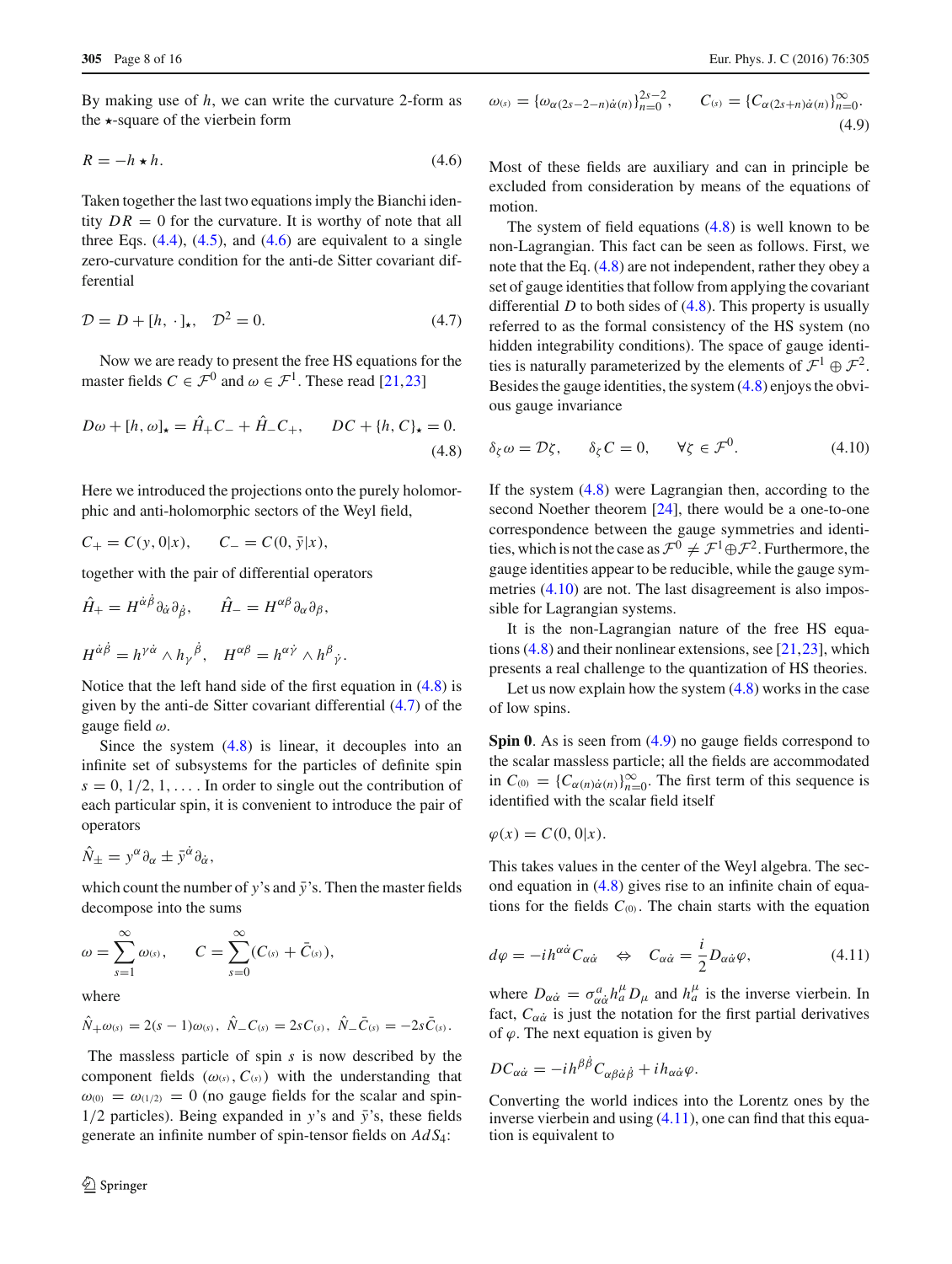By making use of $h$, we can write the curvature 2-form as the $\star$-square of the vierbein form

$$R = -h \star h. \tag{4.6}$$

Taken together the last two equations imply the Bianchi identity $DR = 0$ for the curvature. It is worthy of note that all three Eqs. (4.4), (4.5), and (4.6) are equivalent to a single zero-curvature condition for the anti-de Sitter covariant differential

$$\mathcal{D} = D + [h, \cdot]_\star, \quad \mathcal{D}^2 = 0. \tag{4.7}$$

Now we are ready to present the free HS equations for the master fields $C \in \mathcal{F}^0$ and $\omega \in \mathcal{F}^1$. These read [21,23]

$$D\omega + [h, \omega]_\star = \hat{H}_+ C_- + \hat{H}_- C_+, \qquad DC + \{h, C\}_\star = 0. \tag{4.8}$$

Here we introduced the projections onto the purely holomorphic and anti-holomorphic sectors of the Weyl field,

$$C_+ = C(y, 0|x), \qquad C_- = C(0, \bar{y}|x),$$

together with the pair of differential operators

$$\hat{H}_+ = H^{\dot{\alpha}\dot{\beta}} \partial_{\dot{\alpha}} \partial_{\dot{\beta}}, \qquad \hat{H}_- = H^{\alpha\beta} \partial_\alpha \partial_\beta,$$

$$H^{\dot{\alpha}\dot{\beta}} = h^{\gamma\dot{\alpha}} \wedge h_\gamma{}^{\dot{\beta}}, \quad H^{\alpha\beta} = h^{\alpha\dot{\gamma}} \wedge h^\beta{}_{\dot{\gamma}}.$$

Notice that the left hand side of the first equation in (4.8) is given by the anti-de Sitter covariant differential (4.7) of the gauge field $\omega$.

Since the system (4.8) is linear, it decouples into an infinite set of subsystems for the particles of definite spin $s = 0, 1/2, 1, \ldots$. In order to single out the contribution of each particular spin, it is convenient to introduce the pair of operators

$$\hat{N}_\pm = y^\alpha \partial_\alpha \pm \bar{y}^{\dot{\alpha}} \partial_{\dot{\alpha}},$$

which count the number of $y$'s and $\bar{y}$'s. Then the master fields decompose into the sums

$$\omega = \sum_{s=1}^\infty \omega_{(s)}, \qquad C = \sum_{s=0}^\infty (C_{(s)} + \bar{C}_{(s)}),$$

where

$$\hat{N}_+ \omega_{(s)} = 2(s-1)\omega_{(s)}, \ \hat{N}_- C_{(s)} = 2s C_{(s)}, \ \hat{N}_- \bar{C}_{(s)} = -2s \bar{C}_{(s)}.$$

The massless particle of spin $s$ is now described by the component fields $(\omega_{(s)}, C_{(s)})$ with the understanding that $\omega_{(0)} = \omega_{(1/2)} = 0$ (no gauge fields for the scalar and spin-1/2 particles). Being expanded in $y$'s and $\bar{y}$'s, these fields generate an infinite number of spin-tensor fields on $AdS_4$:

$$\omega_{(s)} = \{\omega_{\alpha(2s-2-n)\dot{\alpha}(n)}\}_{n=0}^{2s-2}, \qquad C_{(s)} = \{C_{\alpha(2s+n)\dot{\alpha}(n)}\}_{n=0}^\infty. \tag{4.9}$$

Most of these fields are auxiliary and can in principle be excluded from consideration by means of the equations of motion.

The system of field equations (4.8) is well known to be non-Lagrangian. This fact can be seen as follows. First, we note that the Eq. (4.8) are not independent, rather they obey a set of gauge identities that follow from applying the covariant differential $D$ to both sides of (4.8). This property is usually referred to as the formal consistency of the HS system (no hidden integrability conditions). The space of gauge identities is naturally parameterized by the elements of $\mathcal{F}^1 \oplus \mathcal{F}^2$. Besides the gauge identities, the system (4.8) enjoys the obvious gauge invariance

$$\delta_\zeta \omega = \mathcal{D}\zeta, \qquad \delta_\zeta C = 0, \qquad \forall \zeta \in \mathcal{F}^0. \tag{4.10}$$

If the system (4.8) were Lagrangian then, according to the second Noether theorem [24], there would be a one-to-one correspondence between the gauge symmetries and identities, which is not the case as $\mathcal{F}^0 \neq \mathcal{F}^1 \oplus \mathcal{F}^2$. Furthermore, the gauge identities appear to be reducible, while the gauge symmetries (4.10) are not. The last disagreement is also impossible for Lagrangian systems.

It is the non-Lagrangian nature of the free HS equations (4.8) and their nonlinear extensions, see [21,23], which presents a real challenge to the quantization of HS theories.

Let us now explain how the system (4.8) works in the case of low spins.

**Spin 0**. As is seen from (4.9) no gauge fields correspond to the scalar massless particle; all the fields are accommodated in $C_{(0)} = \{C_{\alpha(n)\dot{\alpha}(n)}\}_{n=0}^\infty$. The first term of this sequence is identified with the scalar field itself

$$\varphi(x) = C(0, 0|x).$$

This takes values in the center of the Weyl algebra. The second equation in (4.8) gives rise to an infinite chain of equations for the fields $C_{(0)}$. The chain starts with the equation

$$d\varphi = -ih^{\alpha\dot{\alpha}} C_{\alpha\dot{\alpha}} \quad \Leftrightarrow \quad C_{\alpha\dot{\alpha}} = \frac{i}{2} D_{\alpha\dot{\alpha}} \varphi, \tag{4.11}$$

where $D_{\alpha\dot{\alpha}} = \sigma^a_{\alpha\dot{\alpha}} h^\mu_a D_\mu$ and $h^\mu_a$ is the inverse vierbein. In fact, $C_{\alpha\dot{\alpha}}$ is just the notation for the first partial derivatives of $\varphi$. The next equation is given by

$$DC_{\alpha\dot{\alpha}} = -ih^{\beta\dot{\beta}} C_{\alpha\beta\dot{\alpha}\dot{\beta}} + ih_{\alpha\dot{\alpha}} \varphi.$$

Converting the world indices into the Lorentz ones by the inverse vierbein and using (4.11), one can find that this equation is equivalent to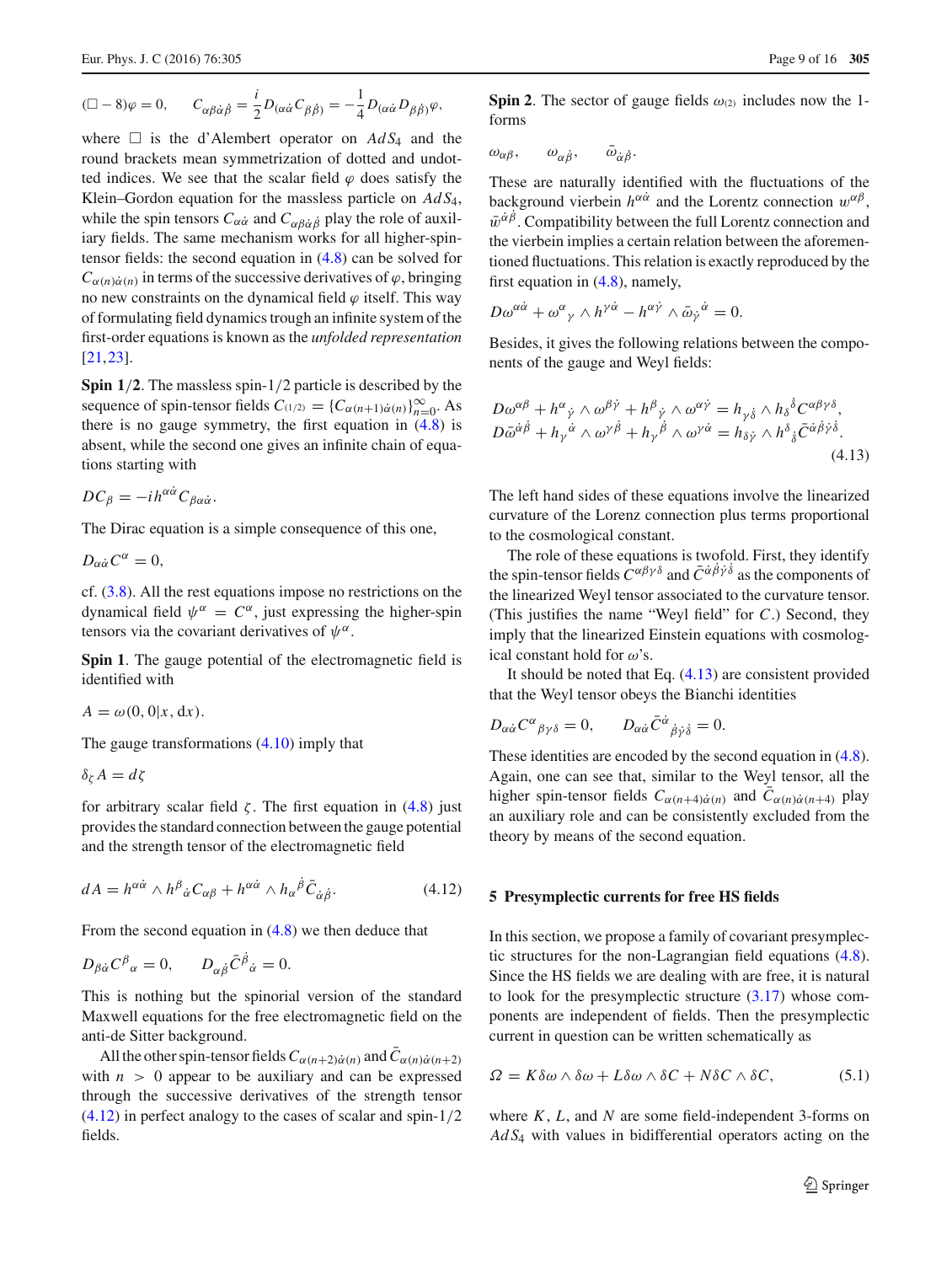$$(\Box - 8)\varphi = 0, \qquad C_{\alpha\beta\dot\alpha\dot\beta} = \frac{i}{2} D_{(\alpha\dot\alpha} C_{\beta\dot\beta)} = -\frac{1}{4} D_{(\alpha\dot\alpha} D_{\beta\dot\beta)}\varphi,$$

where $\Box$ is the d'Alembert operator on $AdS_4$ and the round brackets mean symmetrization of dotted and undotted indices. We see that the scalar field $\varphi$ does satisfy the Klein–Gordon equation for the massless particle on $AdS_4$, while the spin tensors $C_{\alpha\dot\alpha}$ and $C_{\alpha\beta\dot\alpha\dot\beta}$ play the role of auxiliary fields. The same mechanism works for all higher-spin-tensor fields: the second equation in (4.8) can be solved for $C_{\alpha(n)\dot\alpha(n)}$ in terms of the successive derivatives of $\varphi$, bringing no new constraints on the dynamical field $\varphi$ itself. This way of formulating field dynamics trough an infinite system of the first-order equations is known as the *unfolded representation* [21,23].

**Spin 1/2**. The massless spin-1/2 particle is described by the sequence of spin-tensor fields $C_{(1/2)} = \{C_{\alpha(n+1)\dot\alpha(n)}\}_{n=0}^{\infty}$. As there is no gauge symmetry, the first equation in (4.8) is absent, while the second one gives an infinite chain of equations starting with

$$DC_\beta = -ih^{\alpha\dot\alpha} C_{\beta\alpha\dot\alpha}.$$

The Dirac equation is a simple consequence of this one,

$$D_{\alpha\dot\alpha} C^\alpha = 0,$$

cf. (3.8). All the rest equations impose no restrictions on the dynamical field $\psi^\alpha = C^\alpha$, just expressing the higher-spin tensors via the covariant derivatives of $\psi^\alpha$.

**Spin 1**. The gauge potential of the electromagnetic field is identified with

$$A = \omega(0,0|x, dx).$$

The gauge transformations (4.10) imply that

$$\delta_\zeta A = d\zeta$$

for arbitrary scalar field $\zeta$. The first equation in (4.8) just provides the standard connection between the gauge potential and the strength tensor of the electromagnetic field

$$dA = h^{\alpha\dot\alpha} \wedge h^\beta{}_{\dot\alpha} C_{\alpha\beta} + h^{\alpha\dot\alpha} \wedge h_\alpha{}^{\dot\beta} \bar C_{\dot\alpha\dot\beta}. \tag{4.12}$$

From the second equation in (4.8) we then deduce that

$$D_{\beta\dot\alpha} C^\beta{}_\alpha = 0, \qquad D_{\alpha\dot\beta} \bar C^{\dot\beta}{}_{\dot\alpha} = 0.$$

This is nothing but the spinorial version of the standard Maxwell equations for the free electromagnetic field on the anti-de Sitter background.

All the other spin-tensor fields $C_{\alpha(n+2)\dot\alpha(n)}$ and $\bar C_{\alpha(n)\dot\alpha(n+2)}$ with $n > 0$ appear to be auxiliary and can be expressed through the successive derivatives of the strength tensor (4.12) in perfect analogy to the cases of scalar and spin-1/2 fields.

**Spin 2**. The sector of gauge fields $\omega_{(2)}$ includes now the 1-forms

$$\omega_{\alpha\beta}, \qquad \omega_{\alpha\dot\beta}, \qquad \bar\omega_{\dot\alpha\dot\beta}.$$

These are naturally identified with the fluctuations of the background vierbein $h^{\alpha\dot\alpha}$ and the Lorentz connection $w^{\alpha\beta}$, $\bar w^{\dot\alpha\dot\beta}$. Compatibility between the full Lorentz connection and the vierbein implies a certain relation between the aforementioned fluctuations. This relation is exactly reproduced by the first equation in (4.8), namely,

$$D\omega^{\alpha\dot\alpha} + \omega^\alpha{}_\gamma \wedge h^{\gamma\dot\alpha} - h^{\alpha\dot\gamma} \wedge \bar\omega_{\dot\gamma}{}^{\dot\alpha} = 0.$$

Besides, it gives the following relations between the components of the gauge and Weyl fields:

$$\begin{aligned} &D\omega^{\alpha\beta} + h^\alpha{}_{\dot\gamma} \wedge \omega^{\beta\dot\gamma} + h^\beta{}_{\dot\gamma} \wedge \omega^{\alpha\dot\gamma} = h_{\gamma\dot\delta} \wedge h_\delta{}^{\dot\delta} C^{\alpha\beta\gamma\delta}, \\ &D\bar\omega^{\dot\alpha\dot\beta} + h_\gamma{}^{\dot\alpha} \wedge \omega^{\gamma\dot\beta} + h_\gamma{}^{\dot\beta} \wedge \omega^{\gamma\dot\alpha} = h_{\delta\dot\gamma} \wedge h^\delta{}_{\dot\delta} \bar C^{\dot\alpha\dot\beta\dot\gamma\dot\delta}. \end{aligned} \tag{4.13}$$

The left hand sides of these equations involve the linearized curvature of the Lorenz connection plus terms proportional to the cosmological constant.

The role of these equations is twofold. First, they identify the spin-tensor fields $C^{\alpha\beta\gamma\delta}$ and $\bar C^{\dot\alpha\dot\beta\dot\gamma\dot\delta}$ as the components of the linearized Weyl tensor associated to the curvature tensor. (This justifies the name "Weyl field" for $C$.) Second, they imply that the linearized Einstein equations with cosmological constant hold for $\omega$'s.

It should be noted that Eq. (4.13) are consistent provided that the Weyl tensor obeys the Bianchi identities

$$D_{\alpha\dot\alpha} C^\alpha{}_{\beta\gamma\delta} = 0, \qquad D_{\alpha\dot\alpha} \bar C^{\dot\alpha}{}_{\dot\beta\dot\gamma\dot\delta} = 0.$$

These identities are encoded by the second equation in (4.8). Again, one can see that, similar to the Weyl tensor, all the higher spin-tensor fields $C_{\alpha(n+4)\dot\alpha(n)}$ and $\bar C_{\alpha(n)\dot\alpha(n+4)}$ play an auxiliary role and can be consistently excluded from the theory by means of the second equation.

## 5 Presymplectic currents for free HS fields

In this section, we propose a family of covariant presymplectic structures for the non-Lagrangian field equations (4.8). Since the HS fields we are dealing with are free, it is natural to look for the presymplectic structure (3.17) whose components are independent of fields. Then the presymplectic current in question can be written schematically as

$$\Omega = K\delta\omega \wedge \delta\omega + L\delta\omega \wedge \delta C + N\delta C \wedge \delta C, \tag{5.1}$$

where $K$, $L$, and $N$ are some field-independent 3-forms on $AdS_4$ with values in bidifferential operators acting on the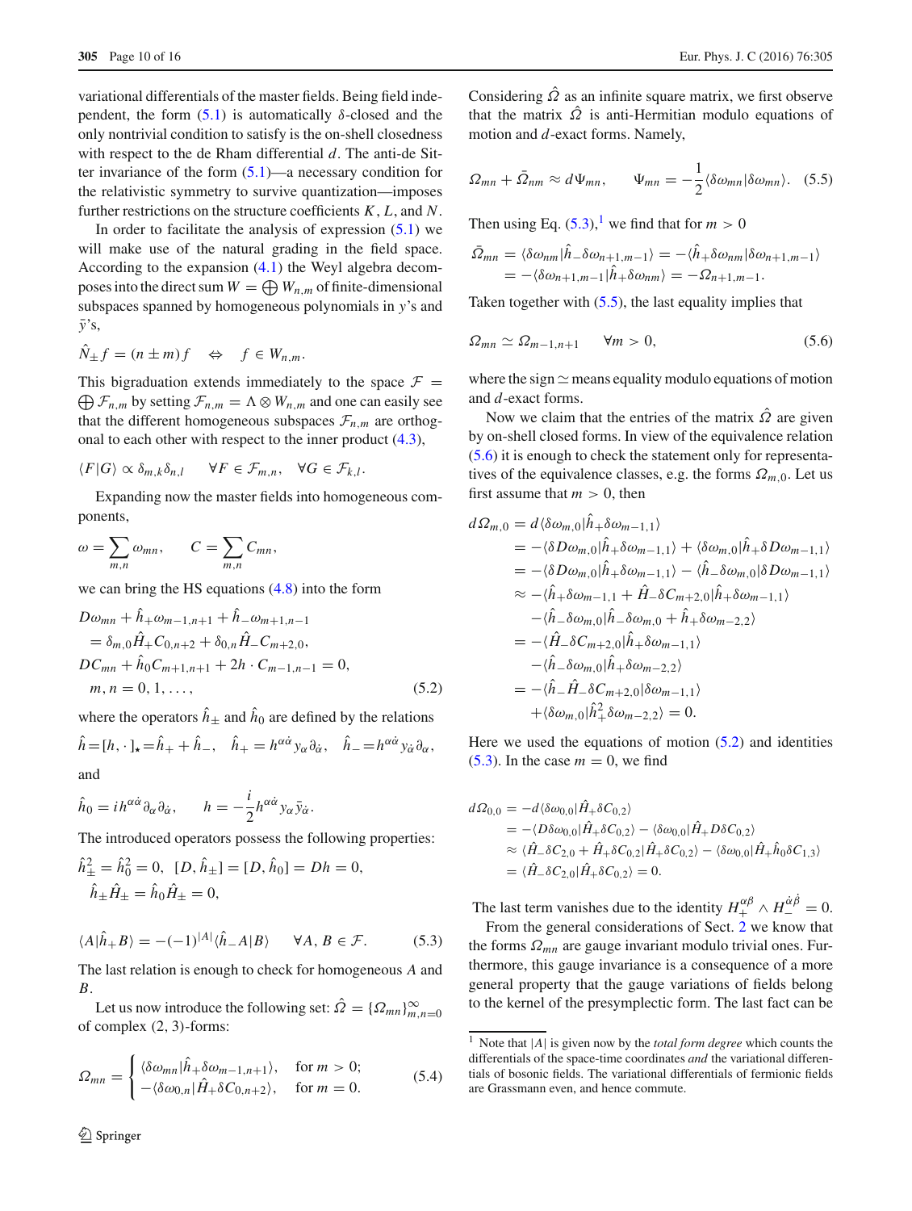variational differentials of the master fields. Being field independent, the form (5.1) is automatically $\delta$-closed and the only nontrivial condition to satisfy is the on-shell closedness with respect to the de Rham differential $d$. The anti-de Sitter invariance of the form (5.1)—a necessary condition for the relativistic symmetry to survive quantization—imposes further restrictions on the structure coefficients $K$, $L$, and $N$.

In order to facilitate the analysis of expression (5.1) we will make use of the natural grading in the field space. According to the expansion (4.1) the Weyl algebra decomposes into the direct sum $W=\bigoplus W_{n,m}$ of finite-dimensional subspaces spanned by homogeneous polynomials in $y$'s and $\bar{y}$'s,

$$\hat{N}_{\pm} f=(n\pm m)f \quad \Leftrightarrow \quad f\in W_{n,m}.$$

This bigraduation extends immediately to the space $\mathcal{F}=\bigoplus \mathcal{F}_{n,m}$ by setting $\mathcal{F}_{n,m}=\Lambda\otimes W_{n,m}$ and one can easily see that the different homogeneous subspaces $\mathcal{F}_{n,m}$ are orthogonal to each other with respect to the inner product (4.3),

$$\langle F|G\rangle \propto \delta_{m,k}\delta_{n,l} \qquad \forall F\in \mathcal{F}_{m,n}, \quad \forall G\in \mathcal{F}_{k,l}.$$

Expanding now the master fields into homogeneous components,

$$\omega=\sum_{m,n}\omega_{mn}, \qquad C=\sum_{m,n}C_{mn},$$

we can bring the HS equations (4.8) into the form

$$\begin{aligned}
&D\omega_{mn}+\hat{h}_{+}\omega_{m-1,n+1}+\hat{h}_{-}\omega_{m+1,n-1}\\
&\quad=\delta_{m,0}\hat{H}_{+}C_{0,n+2}+\delta_{0,n}\hat{H}_{-}C_{m+2,0},\\
&DC_{mn}+\hat{h}_0 C_{m+1,n+1}+2h\cdot C_{m-1,n-1}=0,\\
&\quad m,n=0,1,\ldots,
\end{aligned} \tag{5.2}$$

where the operators $\hat{h}_{\pm}$ and $\hat{h}_0$ are defined by the relations

$$\hat{h}=[h,\cdot\,]_{\star}=\hat{h}_{+}+\hat{h}_{-}, \quad \hat{h}_{+}=h^{\alpha\dot{\alpha}}y_{\alpha}\partial_{\dot{\alpha}}, \quad \hat{h}_{-}=h^{\alpha\dot{\alpha}}y_{\dot{\alpha}}\partial_{\alpha},$$

and

$$\hat{h}_0=ih^{\alpha\dot{\alpha}}\partial_{\alpha}\partial_{\dot{\alpha}}, \qquad h=-\frac{i}{2}h^{\alpha\dot{\alpha}}y_{\alpha}\bar{y}_{\dot{\alpha}}.$$

The introduced operators possess the following properties:

$$\begin{aligned}
&\hat{h}_{\pm}^2=\hat{h}_0^2=0, \ \ [D,\hat{h}_{\pm}]=[D,\hat{h}_0]=Dh=0,\\
&\hat{h}_{\pm}\hat{H}_{\pm}=\hat{h}_0\hat{H}_{\pm}=0,
\end{aligned}$$

$$\langle A|\hat{h}_{+}B\rangle=-(-1)^{|A|}\langle \hat{h}_{-}A|B\rangle \qquad \forall A,B\in\mathcal{F}. \tag{5.3}$$

The last relation is enough to check for homogeneous $A$ and $B$.

Let us now introduce the following set: $\hat{\Omega}=\{\Omega_{mn}\}_{m,n=0}^{\infty}$ of complex (2, 3)-forms:

$$\Omega_{mn}=\begin{cases}\langle \delta\omega_{mn}|\hat{h}_{+}\delta\omega_{m-1,n+1}\rangle, & \text{for } m>0;\\ -\langle \delta\omega_{0,n}|\hat{H}_{+}\delta C_{0,n+2}\rangle, & \text{for } m=0.\end{cases} \tag{5.4}$$

Considering $\hat{\Omega}$ as an infinite square matrix, we first observe that the matrix $\hat{\Omega}$ is anti-Hermitian modulo equations of motion and $d$-exact forms. Namely,

$$\Omega_{mn}+\bar{\Omega}_{nm}\approx d\Psi_{mn}, \qquad \Psi_{mn}=-\frac{1}{2}\langle\delta\omega_{mn}|\delta\omega_{mn}\rangle. \tag{5.5}$$

Then using Eq. (5.3),[1] we find that for $m>0$

$$\begin{aligned}
\bar{\Omega}_{mn}&=\langle\delta\omega_{nm}|\hat{h}_{-}\delta\omega_{n+1,m-1}\rangle=-\langle\hat{h}_{+}\delta\omega_{nm}|\delta\omega_{n+1,m-1}\rangle\\
&=-\langle\delta\omega_{n+1,m-1}|\hat{h}_{+}\delta\omega_{nm}\rangle=-\Omega_{n+1,m-1}.
\end{aligned}$$

Taken together with (5.5), the last equality implies that

$$\Omega_{mn}\simeq\Omega_{m-1,n+1} \qquad \forall m>0, \tag{5.6}$$

where the sign $\simeq$ means equality modulo equations of motion and $d$-exact forms.

Now we claim that the entries of the matrix $\hat{\Omega}$ are given by on-shell closed forms. In view of the equivalence relation (5.6) it is enough to check the statement only for representatives of the equivalence classes, e.g. the forms $\Omega_{m,0}$. Let us first assume that $m>0$, then

$$\begin{aligned}
d\Omega_{m,0}&=d\langle\delta\omega_{m,0}|\hat{h}_{+}\delta\omega_{m-1,1}\rangle\\
&=-\langle\delta D\omega_{m,0}|\hat{h}_{+}\delta\omega_{m-1,1}\rangle+\langle\delta\omega_{m,0}|\hat{h}_{+}\delta D\omega_{m-1,1}\rangle\\
&=-\langle\delta D\omega_{m,0}|\hat{h}_{+}\delta\omega_{m-1,1}\rangle-\langle\hat{h}_{-}\delta\omega_{m,0}|\delta D\omega_{m-1,1}\rangle\\
&\approx-\langle\hat{h}_{+}\delta\omega_{m-1,1}+\hat{H}_{-}\delta C_{m+2,0}|\hat{h}_{+}\delta\omega_{m-1,1}\rangle\\
&\quad-\langle\hat{h}_{-}\delta\omega_{m,0}|\hat{h}_{-}\delta\omega_{m,0}+\hat{h}_{+}\delta\omega_{m-2,2}\rangle\\
&=-\langle\hat{H}_{-}\delta C_{m+2,0}|\hat{h}_{+}\delta\omega_{m-1,1}\rangle\\
&\quad-\langle\hat{h}_{-}\delta\omega_{m,0}|\hat{h}_{+}\delta\omega_{m-2,2}\rangle\\
&=-\langle\hat{h}_{-}\hat{H}_{-}\delta C_{m+2,0}|\delta\omega_{m-1,1}\rangle\\
&\quad+\langle\delta\omega_{m,0}|\hat{h}_{+}^2\delta\omega_{m-2,2}\rangle=0.
\end{aligned}$$

Here we used the equations of motion (5.2) and identities (5.3). In the case $m=0$, we find

$$\begin{aligned}
d\Omega_{0,0}&=-d\langle\delta\omega_{0,0}|\hat{H}_{+}\delta C_{0,2}\rangle\\
&=-\langle D\delta\omega_{0,0}|\hat{H}_{+}\delta C_{0,2}\rangle-\langle\delta\omega_{0,0}|\hat{H}_{+}D\delta C_{0,2}\rangle\\
&\approx\langle\hat{H}_{-}\delta C_{2,0}+\hat{H}_{+}\delta C_{0,2}|\hat{H}_{+}\delta C_{0,2}\rangle-\langle\delta\omega_{0,0}|\hat{H}_{+}\hat{h}_0\delta C_{1,3}\rangle\\
&=\langle\hat{H}_{-}\delta C_{2,0}|\hat{H}_{+}\delta C_{0,2}\rangle=0.
\end{aligned}$$

The last term vanishes due to the identity $H_{+}^{\alpha\beta}\wedge H_{-}^{\dot{\alpha}\dot{\beta}}=0$.

From the general considerations of Sect. 2 we know that the forms $\Omega_{mn}$ are gauge invariant modulo trivial ones. Furthermore, this gauge invariance is a consequence of a more general property that the gauge variations of fields belong to the kernel of the presymplectic form. The last fact can be

[1] Note that $|A|$ is given now by the *total form degree* which counts the differentials of the space-time coordinates *and* the variational differentials of bosonic fields. The variational differentials of fermionic fields are Grassmann even, and hence commute.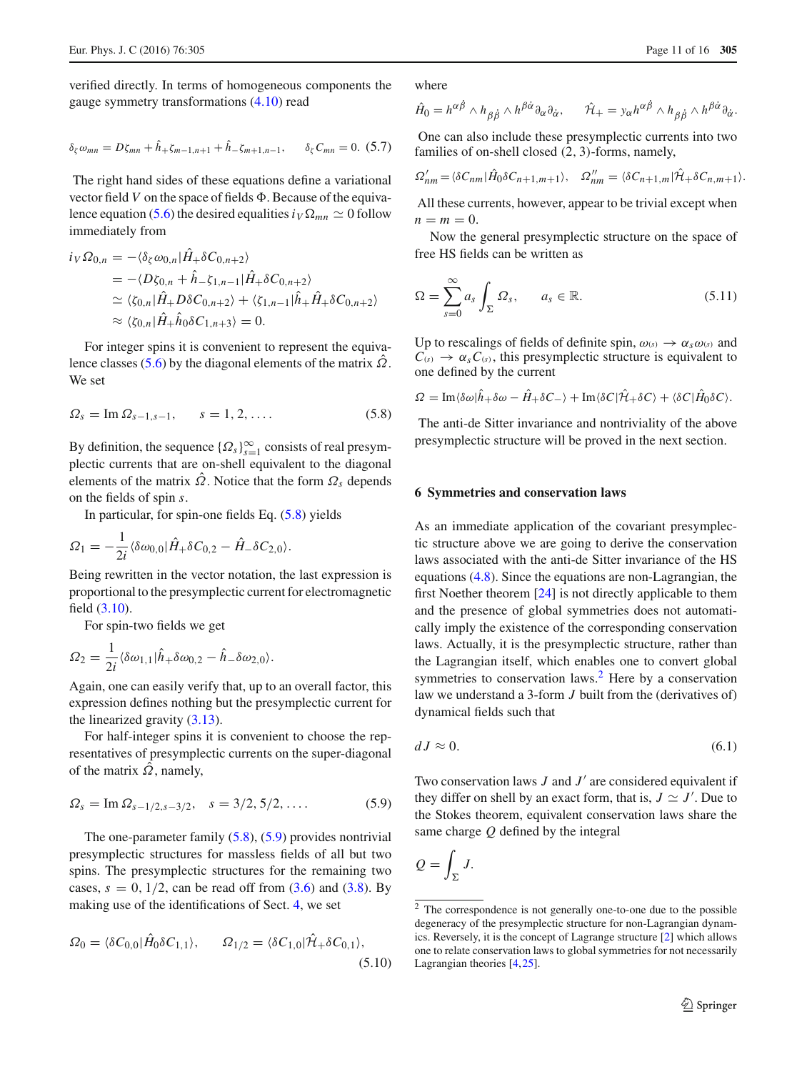verified directly. In terms of homogeneous components the gauge symmetry transformations (4.10) read

$$\delta_\zeta \omega_{mn} = D\zeta_{mn} + \hat{h}_+ \zeta_{m-1,n+1} + \hat{h}_- \zeta_{m+1,n-1}, \qquad \delta_\zeta C_{mn} = 0. \quad (5.7)$$

The right hand sides of these equations define a variational vector field $V$ on the space of fields $\Phi$. Because of the equivalence equation (5.6) the desired equalities $i_V \Omega_{mn} \simeq 0$ follow immediately from

$$\begin{aligned} i_V \Omega_{0,n} &= -\langle \delta_\zeta \omega_{0,n} | \hat{H}_+ \delta C_{0,n+2}\rangle \\ &= -\langle D\zeta_{0,n} + \hat{h}_- \zeta_{1,n-1} | \hat{H}_+ \delta C_{0,n+2}\rangle \\ &\simeq \langle \zeta_{0,n} | \hat{H}_+ D\delta C_{0,n+2}\rangle + \langle \zeta_{1,n-1} | \hat{h}_+ \hat{H}_+ \delta C_{0,n+2}\rangle \\ &\approx \langle \zeta_{0,n} | \hat{H}_+ \hat{h}_0 \delta C_{1,n+3}\rangle = 0. \end{aligned}$$

For integer spins it is convenient to represent the equivalence classes (5.6) by the diagonal elements of the matrix $\hat{\Omega}$. We set

$$\Omega_s = \mathrm{Im}\, \Omega_{s-1,s-1}, \qquad s = 1, 2, \ldots. \quad (5.8)$$

By definition, the sequence $\{\Omega_s\}_{s=1}^{\infty}$ consists of real presymplectic currents that are on-shell equivalent to the diagonal elements of the matrix $\hat{\Omega}$. Notice that the form $\Omega_s$ depends on the fields of spin $s$.

In particular, for spin-one fields Eq. (5.8) yields

$$\Omega_1 = -\frac{1}{2i} \langle \delta\omega_{0,0} | \hat{H}_+ \delta C_{0,2} - \hat{H}_- \delta C_{2,0}\rangle.$$

Being rewritten in the vector notation, the last expression is proportional to the presymplectic current for electromagnetic field (3.10).

For spin-two fields we get

$$\Omega_2 = \frac{1}{2i} \langle \delta\omega_{1,1} | \hat{h}_+ \delta\omega_{0,2} - \hat{h}_- \delta\omega_{2,0}\rangle.$$

Again, one can easily verify that, up to an overall factor, this expression defines nothing but the presymplectic current for the linearized gravity (3.13).

For half-integer spins it is convenient to choose the representatives of presymplectic currents on the super-diagonal of the matrix $\hat{\Omega}$, namely,

$$\Omega_s = \mathrm{Im}\, \Omega_{s-1/2, s-3/2}, \qquad s = 3/2, 5/2, \ldots. \quad (5.9)$$

The one-parameter family (5.8), (5.9) provides nontrivial presymplectic structures for massless fields of all but two spins. The presymplectic structures for the remaining two cases, $s = 0, 1/2$, can be read off from (3.6) and (3.8). By making use of the identifications of Sect. 4, we set

$$\Omega_0 = \langle \delta C_{0,0} | \hat{H}_0 \delta C_{1,1}\rangle, \qquad \Omega_{1/2} = \langle \delta C_{1,0} | \hat{\mathcal{H}}_+ \delta C_{0,1}\rangle, \quad (5.10)$$

where

$$\hat{H}_0 = h^{\alpha\dot{\beta}} \wedge h_{\beta\dot{\beta}} \wedge h^{\beta\dot{\alpha}} \partial_\alpha \partial_{\dot{\alpha}}, \qquad \hat{\mathcal{H}}_+ = y_\alpha h^{\alpha\dot{\beta}} \wedge h_{\beta\dot{\beta}} \wedge h^{\beta\dot{\alpha}} \partial_{\dot{\alpha}}.$$

One can also include these presymplectic currents into two families of on-shell closed (2, 3)-forms, namely,

$$\Omega'_{nm} = \langle \delta C_{nm} | \hat{H}_0 \delta C_{n+1,m+1}\rangle, \quad \Omega''_{nm} = \langle \delta C_{n+1,m} | \hat{\mathcal{H}}_+ \delta C_{n,m+1}\rangle.$$

All these currents, however, appear to be trivial except when $n = m = 0$.

Now the general presymplectic structure on the space of free HS fields can be written as

$$\Omega = \sum_{s=0}^{\infty} a_s \int_\Sigma \Omega_s, \qquad a_s \in \mathbb{R}. \quad (5.11)$$

Up to rescalings of fields of definite spin, $\omega_{(s)} \to \alpha_s \omega_{(s)}$ and $C_{(s)} \to \alpha_s C_{(s)}$, this presymplectic structure is equivalent to one defined by the current

$$\Omega = \mathrm{Im}\langle \delta\omega | \hat{h}_+ \delta\omega - \hat{H}_+ \delta C_- \rangle + \mathrm{Im}\langle \delta C | \hat{\mathcal{H}}_+ \delta C\rangle + \langle \delta C | \hat{H}_0 \delta C\rangle.$$

The anti-de Sitter invariance and nontriviality of the above presymplectic structure will be proved in the next section.

## 6 Symmetries and conservation laws

As an immediate application of the covariant presymplectic structure above we are going to derive the conservation laws associated with the anti-de Sitter invariance of the HS equations (4.8). Since the equations are non-Lagrangian, the first Noether theorem [24] is not directly applicable to them and the presence of global symmetries does not automatically imply the existence of the corresponding conservation laws. Actually, it is the presymplectic structure, rather than the Lagrangian itself, which enables one to convert global symmetries to conservation laws.[2] Here by a conservation law we understand a 3-form $J$ built from the (derivatives of) dynamical fields such that

$$dJ \approx 0. \quad (6.1)$$

Two conservation laws $J$ and $J'$ are considered equivalent if they differ on shell by an exact form, that is, $J \simeq J'$. Due to the Stokes theorem, equivalent conservation laws share the same charge $Q$ defined by the integral

$$Q = \int_\Sigma J.$$

---

[2] The correspondence is not generally one-to-one due to the possible degeneracy of the presymplectic structure for non-Lagrangian dynamics. Reversely, it is the concept of Lagrange structure [2] which allows one to relate conservation laws to global symmetries for not necessarily Lagrangian theories [4,25].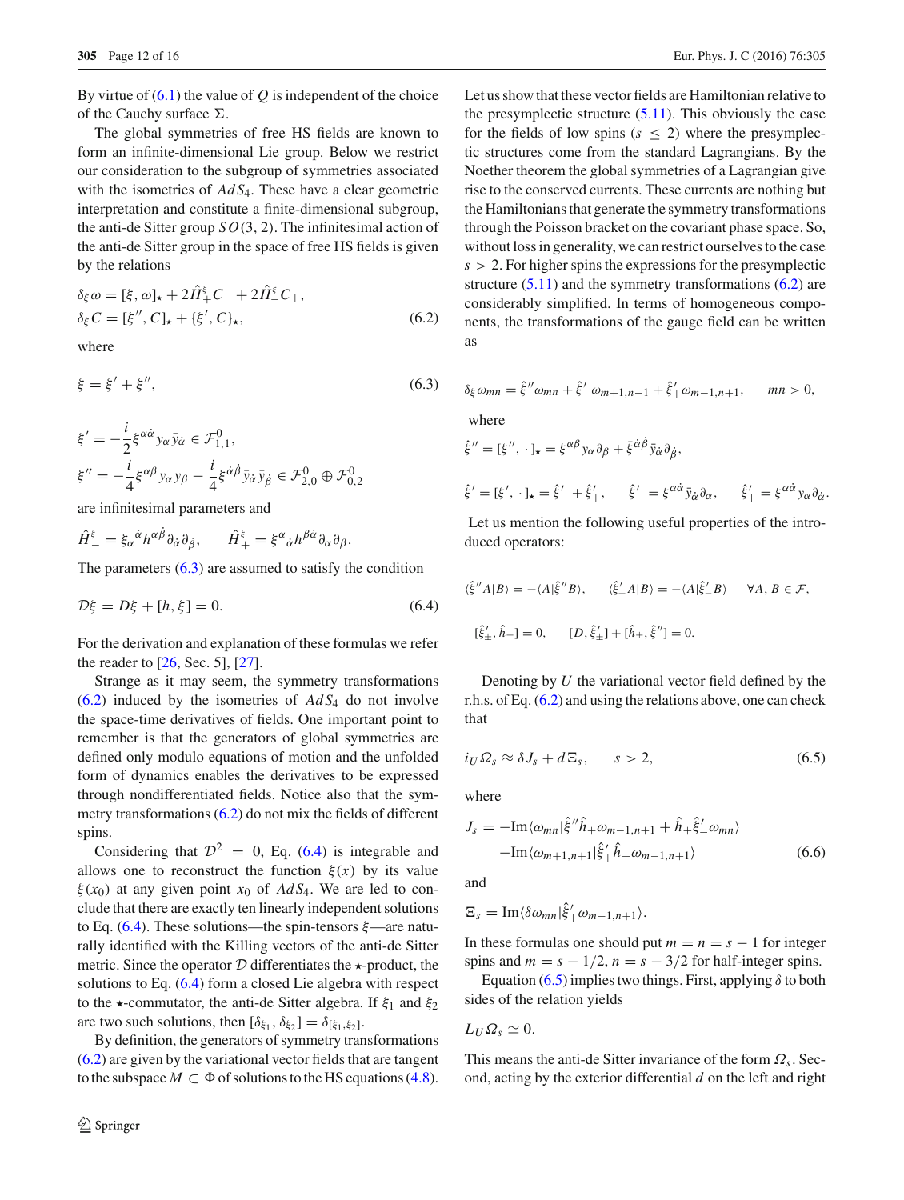By virtue of (6.1) the value of $Q$ is independent of the choice of the Cauchy surface $\Sigma$.

The global symmetries of free HS fields are known to form an infinite-dimensional Lie group. Below we restrict our consideration to the subgroup of symmetries associated with the isometries of $AdS_4$. These have a clear geometric interpretation and constitute a finite-dimensional subgroup, the anti-de Sitter group $SO(3,2)$. The infinitesimal action of the anti-de Sitter group in the space of free HS fields is given by the relations

$$\delta_\xi \omega = [\xi, \omega]_\star + 2\hat{H}_+^\xi C_- + 2\hat{H}_-^\xi C_+ ,$$
$$\delta_\xi C = [\xi'', C]_\star + \{\xi', C\}_\star , \tag{6.2}$$

where

$$\xi = \xi' + \xi'' , \tag{6.3}$$

$$\xi' = -\frac{i}{2}\xi^{\alpha\dot{\alpha}} y_\alpha \bar{y}_{\dot{\alpha}} \in \mathcal{F}^0_{1,1} ,$$
$$\xi'' = -\frac{i}{4}\xi^{\alpha\beta} y_\alpha y_\beta - \frac{i}{4}\xi^{\dot{\alpha}\dot{\beta}} \bar{y}_{\dot{\alpha}} \bar{y}_{\dot{\beta}} \in \mathcal{F}^0_{2,0} \oplus \mathcal{F}^0_{0,2}$$

are infinitesimal parameters and

$$\hat{H}_-^\xi = \xi_\alpha{}^{\dot{\alpha}} h^{\alpha\dot{\beta}} \partial_{\dot{\alpha}} \partial_{\dot{\beta}} , \qquad \hat{H}_+^\xi = \xi^\alpha{}_{\dot{\alpha}} h^{\beta\dot{\alpha}} \partial_\alpha \partial_\beta .$$

The parameters (6.3) are assumed to satisfy the condition

$$\mathcal{D}\xi = D\xi + [h, \xi] = 0 . \tag{6.4}$$

For the derivation and explanation of these formulas we refer the reader to [26, Sec. 5], [27].

Strange as it may seem, the symmetry transformations (6.2) induced by the isometries of $AdS_4$ do not involve the space-time derivatives of fields. One important point to remember is that the generators of global symmetries are defined only modulo equations of motion and the unfolded form of dynamics enables the derivatives to be expressed through nondifferentiated fields. Notice also that the symmetry transformations (6.2) do not mix the fields of different spins.

Considering that $\mathcal{D}^2 = 0$, Eq. (6.4) is integrable and allows one to reconstruct the function $\xi(x)$ by its value $\xi(x_0)$ at any given point $x_0$ of $AdS_4$. We are led to conclude that there are exactly ten linearly independent solutions to Eq. (6.4). These solutions—the spin-tensors $\xi$—are naturally identified with the Killing vectors of the anti-de Sitter metric. Since the operator $\mathcal{D}$ differentiates the $\star$-product, the solutions to Eq. (6.4) form a closed Lie algebra with respect to the $\star$-commutator, the anti-de Sitter algebra. If $\xi_1$ and $\xi_2$ are two such solutions, then $[\delta_{\xi_1}, \delta_{\xi_2}] = \delta_{[\xi_1,\xi_2]}$.

By definition, the generators of symmetry transformations (6.2) are given by the variational vector fields that are tangent to the subspace $M \subset \Phi$ of solutions to the HS equations (4.8). Let us show that these vector fields are Hamiltonian relative to the presymplectic structure (5.11). This obviously the case for the fields of low spins ($s \leq 2$) where the presymplectic structures come from the standard Lagrangians. By the Noether theorem the global symmetries of a Lagrangian give rise to the conserved currents. These currents are nothing but the Hamiltonians that generate the symmetry transformations through the Poisson bracket on the covariant phase space. So, without loss in generality, we can restrict ourselves to the case $s > 2$. For higher spins the expressions for the presymplectic structure (5.11) and the symmetry transformations (6.2) are considerably simplified. In terms of homogeneous components, the transformations of the gauge field can be written as

$$\delta_\xi \omega_{mn} = \hat{\xi}'' \omega_{mn} + \hat{\xi}'_- \omega_{m+1,n-1} + \hat{\xi}'_+ \omega_{m-1,n+1} , \qquad mn > 0 ,$$

where

$$\hat{\xi}'' = [\xi'', \cdot\,]_\star = \xi^{\alpha\beta} y_\alpha \partial_\beta + \bar{\xi}^{\dot{\alpha}\dot{\beta}} \bar{y}_{\dot{\alpha}} \partial_{\dot{\beta}} ,$$

$$\hat{\xi}' = [\xi', \cdot\,]_\star = \hat{\xi}'_- + \hat{\xi}'_+ , \qquad \hat{\xi}'_- = \xi^{\alpha\dot{\alpha}} \bar{y}_{\dot{\alpha}} \partial_\alpha , \qquad \hat{\xi}'_+ = \xi^{\alpha\dot{\alpha}} y_\alpha \partial_{\dot{\alpha}} .$$

Let us mention the following useful properties of the introduced operators:

$$\langle \hat{\xi}'' A | B \rangle = -\langle A | \hat{\xi}'' B \rangle , \qquad \langle \hat{\xi}'_+ A | B \rangle = -\langle A | \hat{\xi}'_- B \rangle \qquad \forall A, B \in \mathcal{F} ,$$

$$[\hat{\xi}'_\pm, \hat{h}_\pm] = 0 , \qquad [D, \hat{\xi}'_\pm] + [\hat{h}_\pm, \hat{\xi}''] = 0 .$$

Denoting by $U$ the variational vector field defined by the r.h.s. of Eq. (6.2) and using the relations above, one can check that

$$i_U \Omega_s \approx \delta J_s + d\Xi_s , \qquad s > 2 , \tag{6.5}$$

where

$$J_s = -\mathrm{Im}\langle \omega_{mn} | \hat{\xi}'' \hat{h}_+ \omega_{m-1,n+1} + \hat{h}_+ \hat{\xi}'_- \omega_{mn} \rangle$$
$$-\mathrm{Im}\langle \omega_{m+1,n+1} | \hat{\xi}'_+ \hat{h}_+ \omega_{m-1,n+1} \rangle \tag{6.6}$$

and

$$\Xi_s = \mathrm{Im}\langle \delta\omega_{mn} | \hat{\xi}'_+ \omega_{m-1,n+1} \rangle .$$

In these formulas one should put $m = n = s - 1$ for integer spins and $m = s - 1/2$, $n = s - 3/2$ for half-integer spins.

Equation (6.5) implies two things. First, applying $\delta$ to both sides of the relation yields

$$L_U \Omega_s \simeq 0 .$$

This means the anti-de Sitter invariance of the form $\Omega_s$. Second, acting by the exterior differential $d$ on the left and right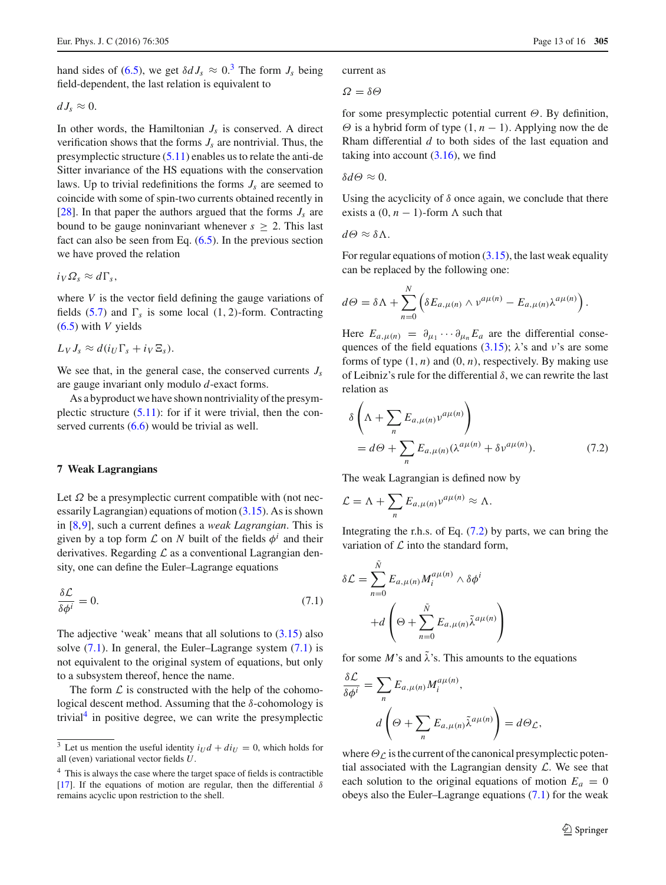hand sides of (6.5), we get $\delta d J_s \approx 0$.[3] The form $J_s$ being field-dependent, the last relation is equivalent to

$$d J_s \approx 0.$$

In other words, the Hamiltonian $J_s$ is conserved. A direct verification shows that the forms $J_s$ are nontrivial. Thus, the presymplectic structure (5.11) enables us to relate the anti-de Sitter invariance of the HS equations with the conservation laws. Up to trivial redefinitions the forms $J_s$ are seemed to coincide with some of spin-two currents obtained recently in [28]. In that paper the authors argued that the forms $J_s$ are bound to be gauge noninvariant whenever $s \geq 2$. This last fact can also be seen from Eq. (6.5). In the previous section we have proved the relation

$$i_V \Omega_s \approx d\Gamma_s ,$$

where $V$ is the vector field defining the gauge variations of fields (5.7) and $\Gamma_s$ is some local (1, 2)-form. Contracting (6.5) with $V$ yields

$$L_V J_s \approx d(i_U \Gamma_s + i_V \Xi_s).$$

We see that, in the general case, the conserved currents $J_s$ are gauge invariant only modulo $d$-exact forms.

As a byproduct we have shown nontriviality of the presymplectic structure (5.11): for if it were trivial, then the conserved currents (6.6) would be trivial as well.

## 7 Weak Lagrangians

Let $\Omega$ be a presymplectic current compatible with (not necessarily Lagrangian) equations of motion (3.15). As is shown in [8,9], such a current defines a *weak Lagrangian*. This is given by a top form $\mathcal{L}$ on $N$ built of the fields $\phi^i$ and their derivatives. Regarding $\mathcal{L}$ as a conventional Lagrangian density, one can define the Euler–Lagrange equations

$$\frac{\delta \mathcal{L}}{\delta \phi^i} = 0. \tag{7.1}$$

The adjective 'weak' means that all solutions to (3.15) also solve (7.1). In general, the Euler–Lagrange system (7.1) is not equivalent to the original system of equations, but only to a subsystem thereof, hence the name.

The form $\mathcal{L}$ is constructed with the help of the cohomological descent method. Assuming that the $\delta$-cohomology is trivial[4] in positive degree, we can write the presymplectic current as

$$\Omega = \delta \Theta$$

for some presymplectic potential current $\Theta$. By definition, $\Theta$ is a hybrid form of type $(1, n-1)$. Applying now the de Rham differential $d$ to both sides of the last equation and taking into account (3.16), we find

$$\delta d\Theta \approx 0.$$

Using the acyclicity of $\delta$ once again, we conclude that there exists a $(0, n-1)$-form $\Lambda$ such that

$$d\Theta \approx \delta \Lambda.$$

For regular equations of motion (3.15), the last weak equality can be replaced by the following one:

$$d\Theta = \delta\Lambda + \sum_{n=0}^{N} \left( \delta E_{a,\mu(n)} \wedge \nu^{a\mu(n)} - E_{a,\mu(n)} \lambda^{a\mu(n)} \right).$$

Here $E_{a,\mu(n)} = \partial_{\mu_1} \cdots \partial_{\mu_n} E_a$ are the differential consequences of the field equations (3.15); $\lambda$'s and $\nu$'s are some forms of type $(1, n)$ and $(0, n)$, respectively. By making use of Leibniz's rule for the differential $\delta$, we can rewrite the last relation as

$$\begin{aligned} &\delta \left( \Lambda + \sum_n E_{a,\mu(n)} \nu^{a\mu(n)} \right) \\ &\quad = d\Theta + \sum_n E_{a,\mu(n)} (\lambda^{a\mu(n)} + \delta \nu^{a\mu(n)}). \end{aligned} \tag{7.2}$$

The weak Lagrangian is defined now by

$$\mathcal{L} = \Lambda + \sum_n E_{a,\mu(n)} \nu^{a\mu(n)} \approx \Lambda.$$

Integrating the r.h.s. of Eq. (7.2) by parts, we can bring the variation of $\mathcal{L}$ into the standard form,

$$\begin{aligned} \delta \mathcal{L} = &\sum_{n=0}^{\tilde{N}} E_{a,\mu(n)} M_i^{a\mu(n)} \wedge \delta \phi^i \\ &+ d \left( \Theta + \sum_{n=0}^{\tilde{N}} E_{a,\mu(n)} \tilde{\lambda}^{a\mu(n)} \right) \end{aligned}$$

for some $M$'s and $\tilde{\lambda}$'s. This amounts to the equations

$$\frac{\delta \mathcal{L}}{\delta \phi^i} = \sum_n E_{a,\mu(n)} M_i^{a\mu(n)},$$

$$d \left( \Theta + \sum_n E_{a,\mu(n)} \tilde{\lambda}^{a\mu(n)} \right) = d\Theta_{\mathcal{L}},$$

where $\Theta_{\mathcal{L}}$ is the current of the canonical presymplectic potential associated with the Lagrangian density $\mathcal{L}$. We see that each solution to the original equations of motion $E_a = 0$ obeys also the Euler–Lagrange equations (7.1) for the weak

---

[3] Let us mention the useful identity $i_U d + d i_U = 0$, which holds for all (even) variational vector fields $U$.

[4] This is always the case where the target space of fields is contractible [17]. If the equations of motion are regular, then the differential $\delta$ remains acyclic upon restriction to the shell.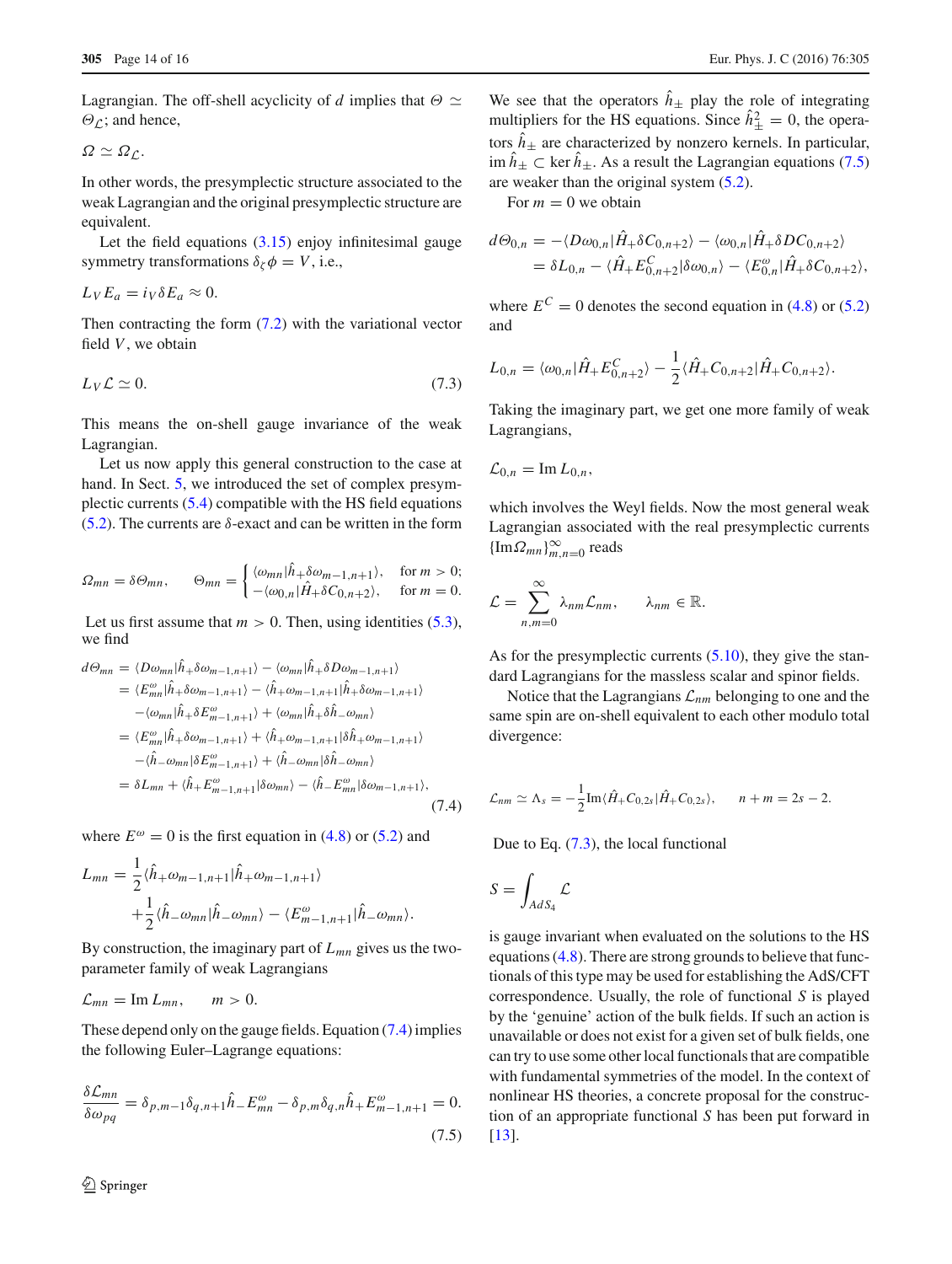Lagrangian. The off-shell acyclicity of $d$ implies that $\Theta \simeq \Theta_{\mathcal{L}}$; and hence,

$$\Omega \simeq \Omega_{\mathcal{L}}.$$

In other words, the presymplectic structure associated to the weak Lagrangian and the original presymplectic structure are equivalent.

Let the field equations (3.15) enjoy infinitesimal gauge symmetry transformations $\delta_\zeta \phi = V$, i.e.,

$$L_V E_a = i_V \delta E_a \approx 0.$$

Then contracting the form (7.2) with the variational vector field $V$, we obtain

$$L_V \mathcal{L} \simeq 0. \tag{7.3}$$

This means the on-shell gauge invariance of the weak Lagrangian.

Let us now apply this general construction to the case at hand. In Sect. 5, we introduced the set of complex presymplectic currents (5.4) compatible with the HS field equations (5.2). The currents are $\delta$-exact and can be written in the form

$$\Omega_{mn} = \delta \Theta_{mn}, \qquad \Theta_{mn} = \begin{cases} \langle \omega_{mn} | \hat{h}_+ \delta \omega_{m-1,n+1} \rangle, & \text{for } m > 0; \\ -\langle \omega_{0,n} | \hat{H}_+ \delta C_{0,n+2} \rangle, & \text{for } m = 0. \end{cases}$$

Let us first assume that $m > 0$. Then, using identities (5.3), we find

$$\begin{aligned} d\Theta_{mn} &= \langle D\omega_{mn} | \hat{h}_+ \delta \omega_{m-1,n+1} \rangle - \langle \omega_{mn} | \hat{h}_+ \delta D\omega_{m-1,n+1} \rangle \\ &= \langle E^\omega_{mn} | \hat{h}_+ \delta \omega_{m-1,n+1} \rangle - \langle \hat{h}_+ \omega_{m-1,n+1} | \hat{h}_+ \delta \omega_{m-1,n+1} \rangle \\ &\quad - \langle \omega_{mn} | \hat{h}_+ \delta E^\omega_{m-1,n+1} \rangle + \langle \omega_{mn} | \hat{h}_+ \delta \hat{h}_- \omega_{mn} \rangle \\ &= \langle E^\omega_{mn} | \hat{h}_+ \delta \omega_{m-1,n+1} \rangle + \langle \hat{h}_+ \omega_{m-1,n+1} | \delta \hat{h}_+ \omega_{m-1,n+1} \rangle \\ &\quad - \langle \hat{h}_- \omega_{mn} | \delta E^\omega_{m-1,n+1} \rangle + \langle \hat{h}_- \omega_{mn} | \delta \hat{h}_- \omega_{mn} \rangle \\ &= \delta L_{mn} + \langle \hat{h}_+ E^\omega_{m-1,n+1} | \delta \omega_{mn} \rangle - \langle \hat{h}_- E^\omega_{mn} | \delta \omega_{m-1,n+1} \rangle, \end{aligned} \tag{7.4}$$

where $E^\omega = 0$ is the first equation in (4.8) or (5.2) and

$$\begin{aligned} L_{mn} &= \frac{1}{2} \langle \hat{h}_+ \omega_{m-1,n+1} | \hat{h}_+ \omega_{m-1,n+1} \rangle \\ &\quad + \frac{1}{2} \langle \hat{h}_- \omega_{mn} | \hat{h}_- \omega_{mn} \rangle - \langle E^\omega_{m-1,n+1} | \hat{h}_- \omega_{mn} \rangle. \end{aligned}$$

By construction, the imaginary part of $L_{mn}$ gives us the two-parameter family of weak Lagrangians

$$\mathcal{L}_{mn} = \operatorname{Im} L_{mn}, \qquad m > 0.$$

These depend only on the gauge fields. Equation (7.4) implies the following Euler–Lagrange equations:

$$\frac{\delta \mathcal{L}_{mn}}{\delta \omega_{pq}} = \delta_{p,m-1} \delta_{q,n+1} \hat{h}_- E^\omega_{mn} - \delta_{p,m} \delta_{q,n} \hat{h}_+ E^\omega_{m-1,n+1} = 0. \tag{7.5}$$

We see that the operators $\hat{h}_\pm$ play the role of integrating multipliers for the HS equations. Since $\hat{h}^2_\pm = 0$, the operators $\hat{h}_\pm$ are characterized by nonzero kernels. In particular, $\operatorname{im} \hat{h}_\pm \subset \ker \hat{h}_\pm$. As a result the Lagrangian equations (7.5) are weaker than the original system (5.2).

For $m = 0$ we obtain

$$\begin{aligned} d\Theta_{0,n} &= -\langle D\omega_{0,n} | \hat{H}_+ \delta C_{0,n+2} \rangle - \langle \omega_{0,n} | \hat{H}_+ \delta DC_{0,n+2} \rangle \\ &= \delta L_{0,n} - \langle \hat{H}_+ E^C_{0,n+2} | \delta \omega_{0,n} \rangle - \langle E^\omega_{0,n} | \hat{H}_+ \delta C_{0,n+2} \rangle, \end{aligned}$$

where $E^C = 0$ denotes the second equation in (4.8) or (5.2) and

$$L_{0,n} = \langle \omega_{0,n} | \hat{H}_+ E^C_{0,n+2} \rangle - \frac{1}{2} \langle \hat{H}_+ C_{0,n+2} | \hat{H}_+ C_{0,n+2} \rangle.$$

Taking the imaginary part, we get one more family of weak Lagrangians,

$$\mathcal{L}_{0,n} = \operatorname{Im} L_{0,n},$$

which involves the Weyl fields. Now the most general weak Lagrangian associated with the real presymplectic currents $\{\operatorname{Im} \Omega_{mn}\}^\infty_{m,n=0}$ reads

$$\mathcal{L} = \sum_{n,m=0}^{\infty} \lambda_{nm} \mathcal{L}_{nm}, \qquad \lambda_{nm} \in \mathbb{R}.$$

As for the presymplectic currents (5.10), they give the standard Lagrangians for the massless scalar and spinor fields.

Notice that the Lagrangians $\mathcal{L}_{nm}$ belonging to one and the same spin are on-shell equivalent to each other modulo total divergence:

$$\mathcal{L}_{nm} \simeq \Lambda_s = -\frac{1}{2} \operatorname{Im} \langle \hat{H}_+ C_{0,2s} | \hat{H}_+ C_{0,2s} \rangle, \qquad n + m = 2s - 2.$$

Due to Eq. (7.3), the local functional

$$S = \int_{AdS_4} \mathcal{L}$$

is gauge invariant when evaluated on the solutions to the HS equations (4.8). There are strong grounds to believe that functionals of this type may be used for establishing the AdS/CFT correspondence. Usually, the role of functional $S$ is played by the 'genuine' action of the bulk fields. If such an action is unavailable or does not exist for a given set of bulk fields, one can try to use some other local functionals that are compatible with fundamental symmetries of the model. In the context of nonlinear HS theories, a concrete proposal for the construction of an appropriate functional $S$ has been put forward in [13].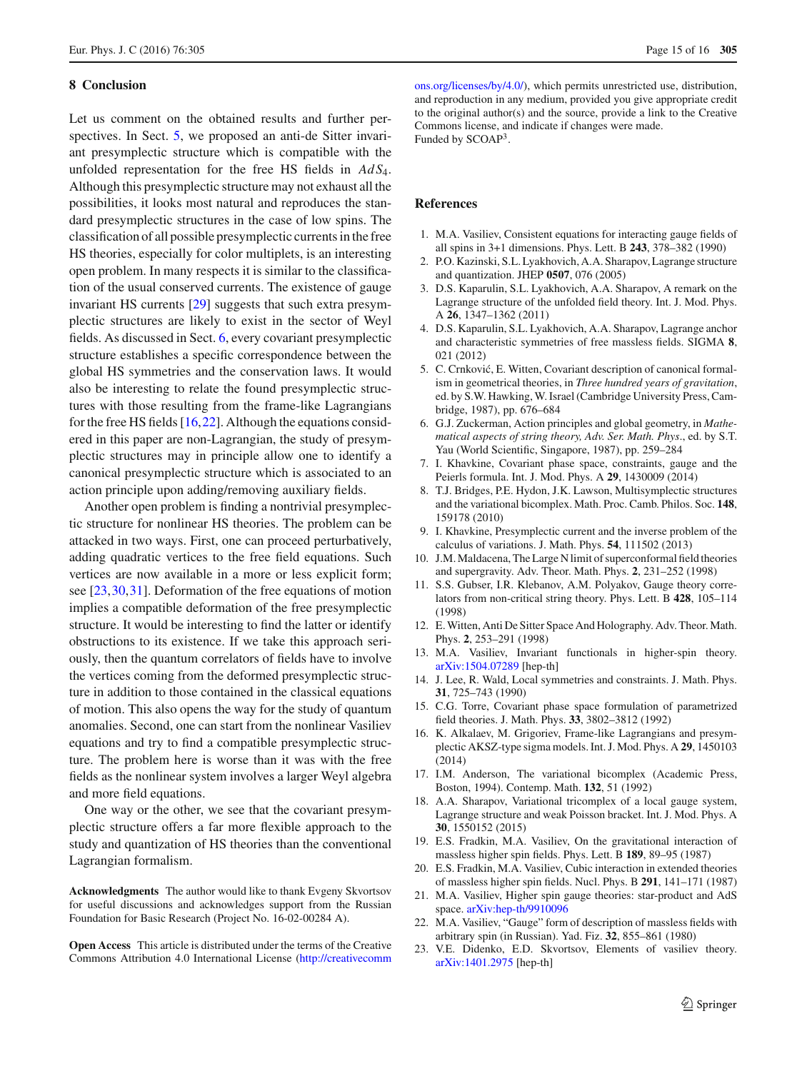## 8 Conclusion

Let us comment on the obtained results and further perspectives. In Sect. 5, we proposed an anti-de Sitter invariant presymplectic structure which is compatible with the unfolded representation for the free HS fields in $AdS_4$. Although this presymplectic structure may not exhaust all the possibilities, it looks most natural and reproduces the standard presymplectic structures in the case of low spins. The classification of all possible presymplectic currents in the free HS theories, especially for color multiplets, is an interesting open problem. In many respects it is similar to the classification of the usual conserved currents. The existence of gauge invariant HS currents [29] suggests that such extra presymplectic structures are likely to exist in the sector of Weyl fields. As discussed in Sect. 6, every covariant presymplectic structure establishes a specific correspondence between the global HS symmetries and the conservation laws. It would also be interesting to relate the found presymplectic structures with those resulting from the frame-like Lagrangians for the free HS fields [16,22]. Although the equations considered in this paper are non-Lagrangian, the study of presymplectic structures may in principle allow one to identify a canonical presymplectic structure which is associated to an action principle upon adding/removing auxiliary fields.

Another open problem is finding a nontrivial presymplectic structure for nonlinear HS theories. The problem can be attacked in two ways. First, one can proceed perturbatively, adding quadratic vertices to the free field equations. Such vertices are now available in a more or less explicit form; see [23,30,31]. Deformation of the free equations of motion implies a compatible deformation of the free presymplectic structure. It would be interesting to find the latter or identify obstructions to its existence. If we take this approach seriously, then the quantum correlators of fields have to involve the vertices coming from the deformed presymplectic structure in addition to those contained in the classical equations of motion. This also opens the way for the study of quantum anomalies. Second, one can start from the nonlinear Vasiliev equations and try to find a compatible presymplectic structure. The problem here is worse than it was with the free fields as the nonlinear system involves a larger Weyl algebra and more field equations.

One way or the other, we see that the covariant presymplectic structure offers a far more flexible approach to the study and quantization of HS theories than the conventional Lagrangian formalism.

**Acknowledgments** The author would like to thank Evgeny Skvortsov for useful discussions and acknowledges support from the Russian Foundation for Basic Research (Project No. 16-02-00284 A).

**Open Access** This article is distributed under the terms of the Creative Commons Attribution 4.0 International License (http://creativecommons.org/licenses/by/4.0/), which permits unrestricted use, distribution, and reproduction in any medium, provided you give appropriate credit to the original author(s) and the source, provide a link to the Creative Commons license, and indicate if changes were made.
Funded by SCOAP[3].

## References

1. M.A. Vasiliev, Consistent equations for interacting gauge fields of all spins in 3+1 dimensions. Phys. Lett. B **243**, 378–382 (1990)
2. P.O. Kazinski, S.L. Lyakhovich, A.A. Sharapov, Lagrange structure and quantization. JHEP **0507**, 076 (2005)
3. D.S. Kaparulin, S.L. Lyakhovich, A.A. Sharapov, A remark on the Lagrange structure of the unfolded field theory. Int. J. Mod. Phys. A **26**, 1347–1362 (2011)
4. D.S. Kaparulin, S.L. Lyakhovich, A.A. Sharapov, Lagrange anchor and characteristic symmetries of free massless fields. SIGMA **8**, 021 (2012)
5. C. Crnković, E. Witten, Covariant description of canonical formalism in geometrical theories, in *Three hundred years of gravitation*, ed. by S.W. Hawking, W. Israel (Cambridge University Press, Cambridge, 1987), pp. 676–684
6. G.J. Zuckerman, Action principles and global geometry, in *Mathematical aspects of string theory, Adv. Ser. Math. Phys*., ed. by S.T. Yau (World Scientific, Singapore, 1987), pp. 259–284
7. I. Khavkine, Covariant phase space, constraints, gauge and the Peierls formula. Int. J. Mod. Phys. A **29**, 1430009 (2014)
8. T.J. Bridges, P.E. Hydon, J.K. Lawson, Multisymplectic structures and the variational bicomplex. Math. Proc. Camb. Philos. Soc. **148**, 159178 (2010)
9. I. Khavkine, Presymplectic current and the inverse problem of the calculus of variations. J. Math. Phys. **54**, 111502 (2013)
10. J.M. Maldacena, The Large N limit of superconformal field theories and supergravity. Adv. Theor. Math. Phys. **2**, 231–252 (1998)
11. S.S. Gubser, I.R. Klebanov, A.M. Polyakov, Gauge theory correlators from non-critical string theory. Phys. Lett. B **428**, 105–114 (1998)
12. E. Witten, Anti De Sitter Space And Holography. Adv. Theor. Math. Phys. **2**, 253–291 (1998)
13. M.A. Vasiliev, Invariant functionals in higher-spin theory. arXiv:1504.07289 [hep-th]
14. J. Lee, R. Wald, Local symmetries and constraints. J. Math. Phys. **31**, 725–743 (1990)
15. C.G. Torre, Covariant phase space formulation of parametrized field theories. J. Math. Phys. **33**, 3802–3812 (1992)
16. K. Alkalaev, M. Grigoriev, Frame-like Lagrangians and presymplectic AKSZ-type sigma models. Int. J. Mod. Phys. A **29**, 1450103 (2014)
17. I.M. Anderson, The variational bicomplex (Academic Press, Boston, 1994). Contemp. Math. **132**, 51 (1992)
18. A.A. Sharapov, Variational tricomplex of a local gauge system, Lagrange structure and weak Poisson bracket. Int. J. Mod. Phys. A **30**, 1550152 (2015)
19. E.S. Fradkin, M.A. Vasiliev, On the gravitational interaction of massless higher spin fields. Phys. Lett. B **189**, 89–95 (1987)
20. E.S. Fradkin, M.A. Vasiliev, Cubic interaction in extended theories of massless higher spin fields. Nucl. Phys. B **291**, 141–171 (1987)
21. M.A. Vasiliev, Higher spin gauge theories: star-product and AdS space. arXiv:hep-th/9910096
22. M.A. Vasiliev, "Gauge" form of description of massless fields with arbitrary spin (in Russian). Yad. Fiz. **32**, 855–861 (1980)
23. V.E. Didenko, E.D. Skvortsov, Elements of vasiliev theory. arXiv:1401.2975 [hep-th]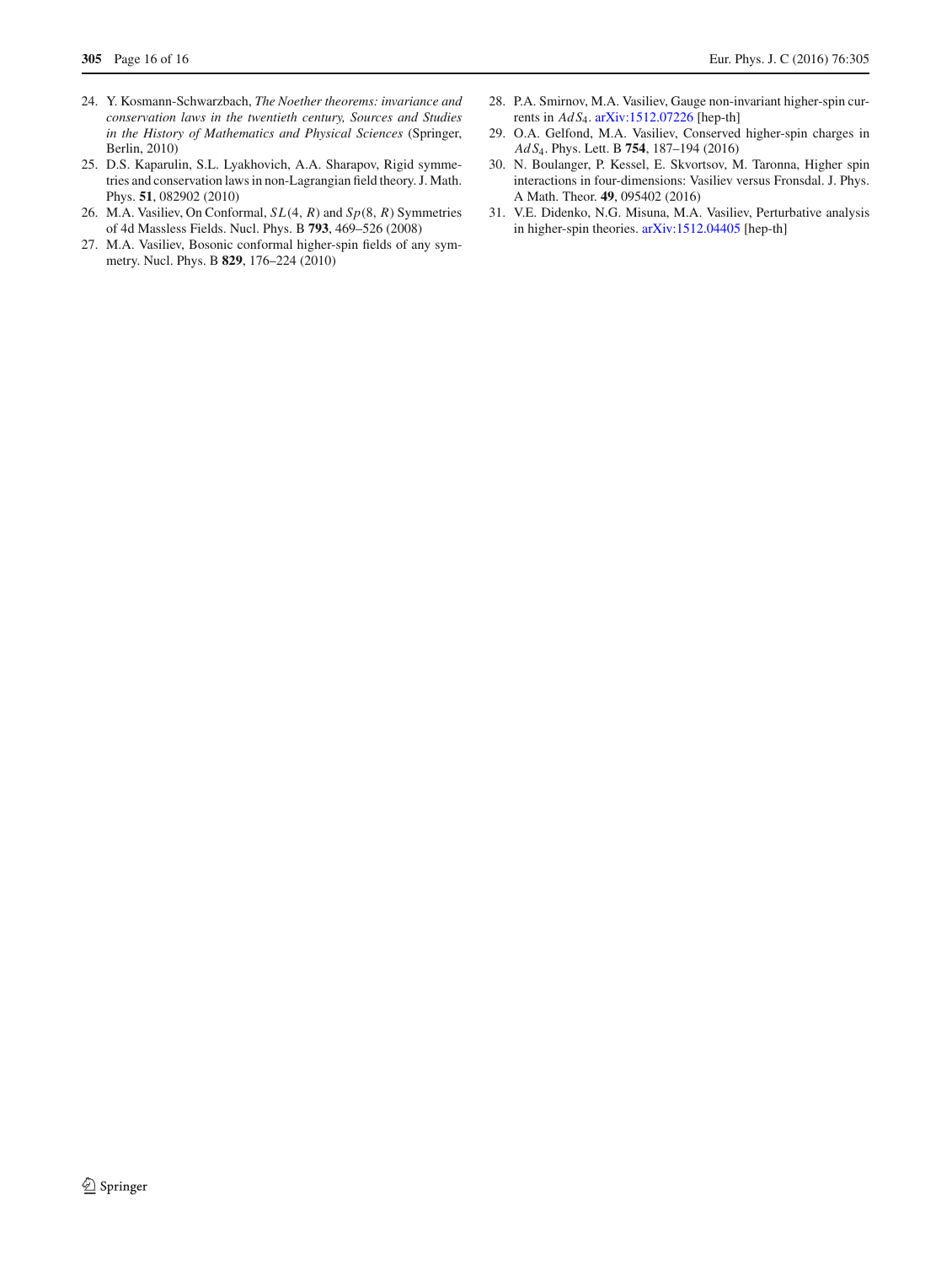24. Y. Kosmann-Schwarzbach, *The Noether theorems: invariance and conservation laws in the twentieth century, Sources and Studies in the History of Mathematics and Physical Sciences* (Springer, Berlin, 2010)
25. D.S. Kaparulin, S.L. Lyakhovich, A.A. Sharapov, Rigid symmetries and conservation laws in non-Lagrangian field theory. J. Math. Phys. **51**, 082902 (2010)
26. M.A. Vasiliev, On Conformal, $SL(4, R)$ and $Sp(8, R)$ Symmetries of 4d Massless Fields. Nucl. Phys. B **793**, 469–526 (2008)
27. M.A. Vasiliev, Bosonic conformal higher-spin fields of any symmetry. Nucl. Phys. B **829**, 176–224 (2010)
28. P.A. Smirnov, M.A. Vasiliev, Gauge non-invariant higher-spin currents in $AdS_4$. arXiv:1512.07226 [hep-th]
29. O.A. Gelfond, M.A. Vasiliev, Conserved higher-spin charges in $AdS_4$. Phys. Lett. B **754**, 187–194 (2016)
30. N. Boulanger, P. Kessel, E. Skvortsov, M. Taronna, Higher spin interactions in four-dimensions: Vasiliev versus Fronsdal. J. Phys. A Math. Theor. **49**, 095402 (2016)
31. V.E. Didenko, N.G. Misuna, M.A. Vasiliev, Perturbative analysis in higher-spin theories. arXiv:1512.04405 [hep-th]